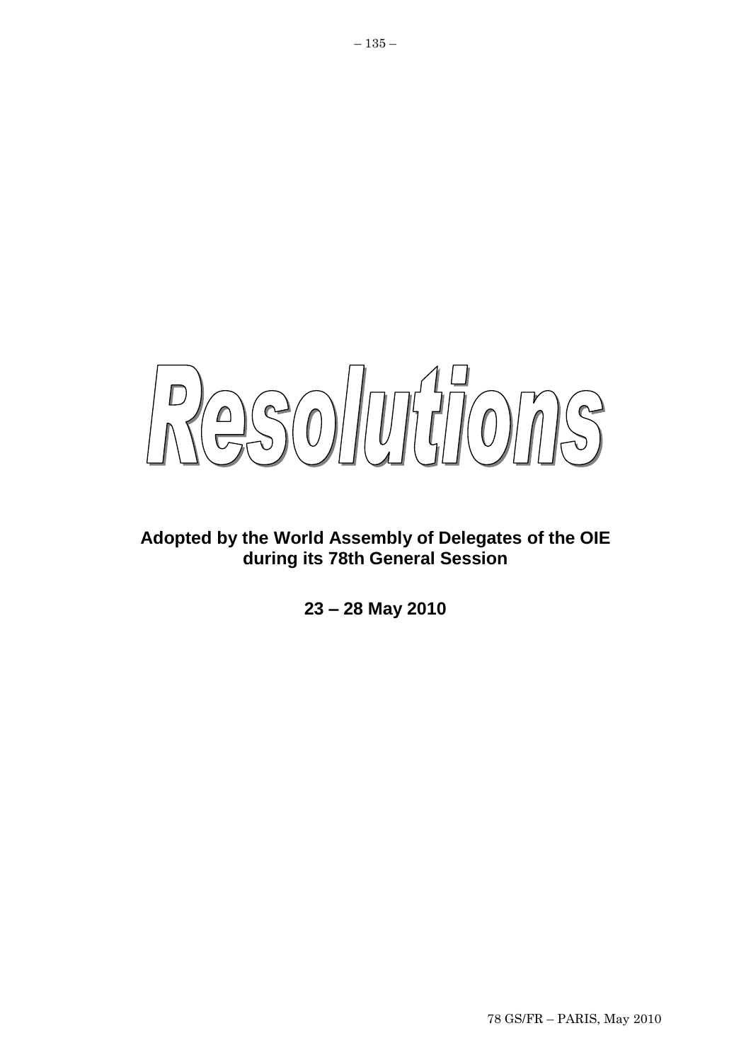# Resolutions

**Adopted by the World Assembly of Delegates of the OIE during its 78th General Session**

**23 – 28 May 2010**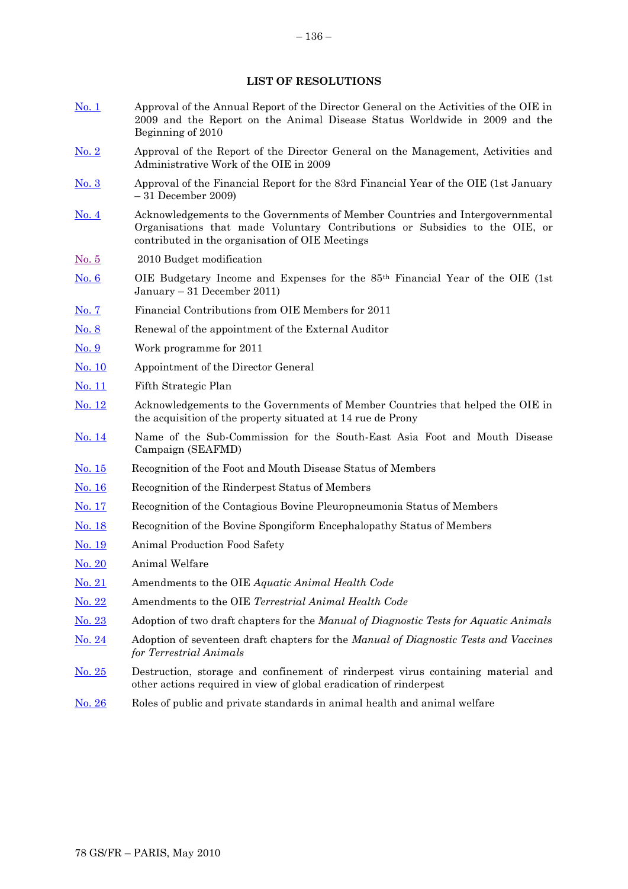## LIST OF RESOLUTIONS

No. 1 Approval of the Annual Report of the Director General on the Activities of the OIE in 2009 and the Report on the Animal Disease Status Worldwide in 2009 and the Beginning of 2010

No. 2 Approval of the Report of the Director General on the Management, Activities and Administrative Work of the OIE in 2009

No. 3 Approval of the Financial Report for the 83rd Financial Year of the OIE (1st January – 31 December 2009)

No. 4 Acknowledgements to the Governments of Member Countries and Intergovernmental Organisations that made Voluntary Contributions or Subsidies to the OIE, or contributed in the organisation of OIE Meetings

No. 5 2010 Budget modification

No. 6 OIE Budgetary Income and Expenses for the 85th Financial Year of the OIE (1st January – 31 December 2011)

No. 7 Financial Contributions from OIE Members for 2011

No. 8 Renewal of the appointment of the External Auditor

No. 9 Work programme for 2011

No. 10 Appointment of the Director General

No. 11 Fifth Strategic Plan

No. 12 Acknowledgements to the Governments of Member Countries that helped the OIE in the acquisition of the property situated at 14 rue de Prony

No. 14 Name of the Sub-Commission for the South-East Asia Foot and Mouth Disease Campaign (SEAFMD)

No. 15 Recognition of the Foot and Mouth Disease Status of Members

No. 16 Recognition of the Rinderpest Status of Members

No. 17 Recognition of the Contagious Bovine Pleuropneumonia Status of Members

No. 18 Recognition of the Bovine Spongiform Encephalopathy Status of Members

No. 19 Animal Production Food Safety

No. 20 Animal Welfare

No. 21 Amendments to the OIE *Aquatic Animal Health Code*

No. 22 Amendments to the OIE *Terrestrial Animal Health Code*

No. 23 Adoption of two draft chapters for the *Manual of Diagnostic Tests for Aquatic Animals*

No. 24 Adoption of seventeen draft chapters for the *Manual of Diagnostic Tests and Vaccines for Terrestrial Animals*

No. 25 Destruction, storage and confinement of rinderpest virus containing material and other actions required in view of global eradication of rinderpest

No. 26 Roles of public and private standards in animal health and animal welfare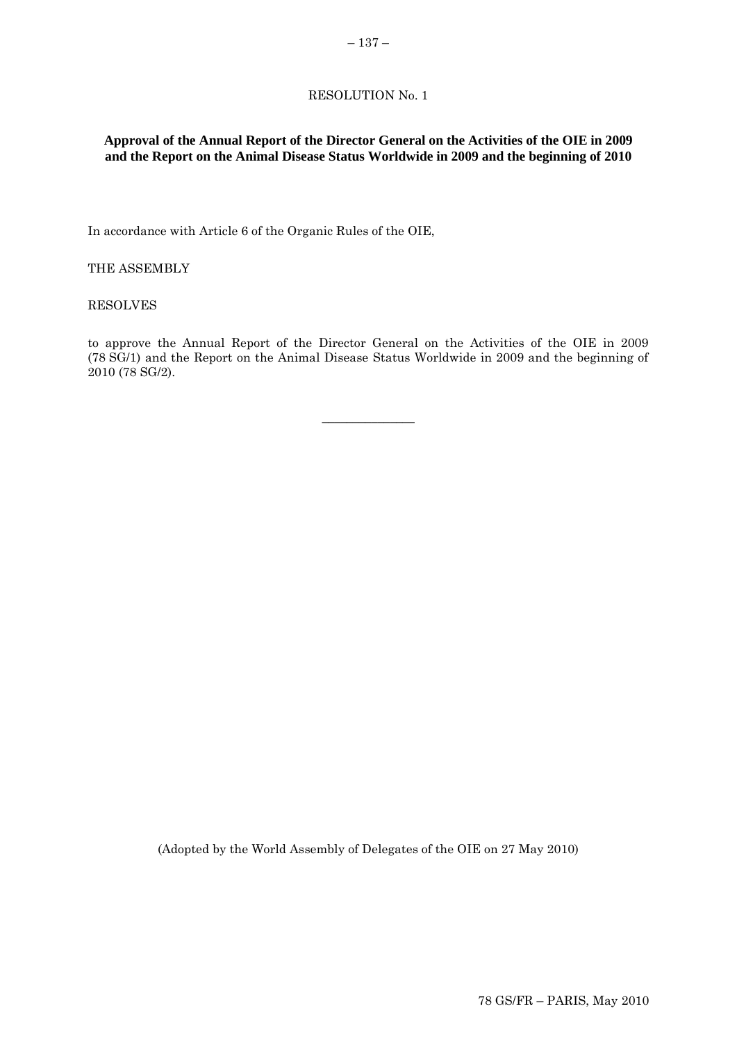RESOLUTION No. 1

**Approval of the Annual Report of the Director General on the Activities of the OIE in 2009 and the Report on the Animal Disease Status Worldwide in 2009 and the beginning of 2010**

In accordance with Article 6 of the Organic Rules of the OIE,

THE ASSEMBLY

RESOLVES

to approve the Annual Report of the Director General on the Activities of the OIE in 2009 (78 SG/1) and the Report on the Animal Disease Status Worldwide in 2009 and the beginning of 2010 (78 SG/2).

---

(Adopted by the World Assembly of Delegates of the OIE on 27 May 2010)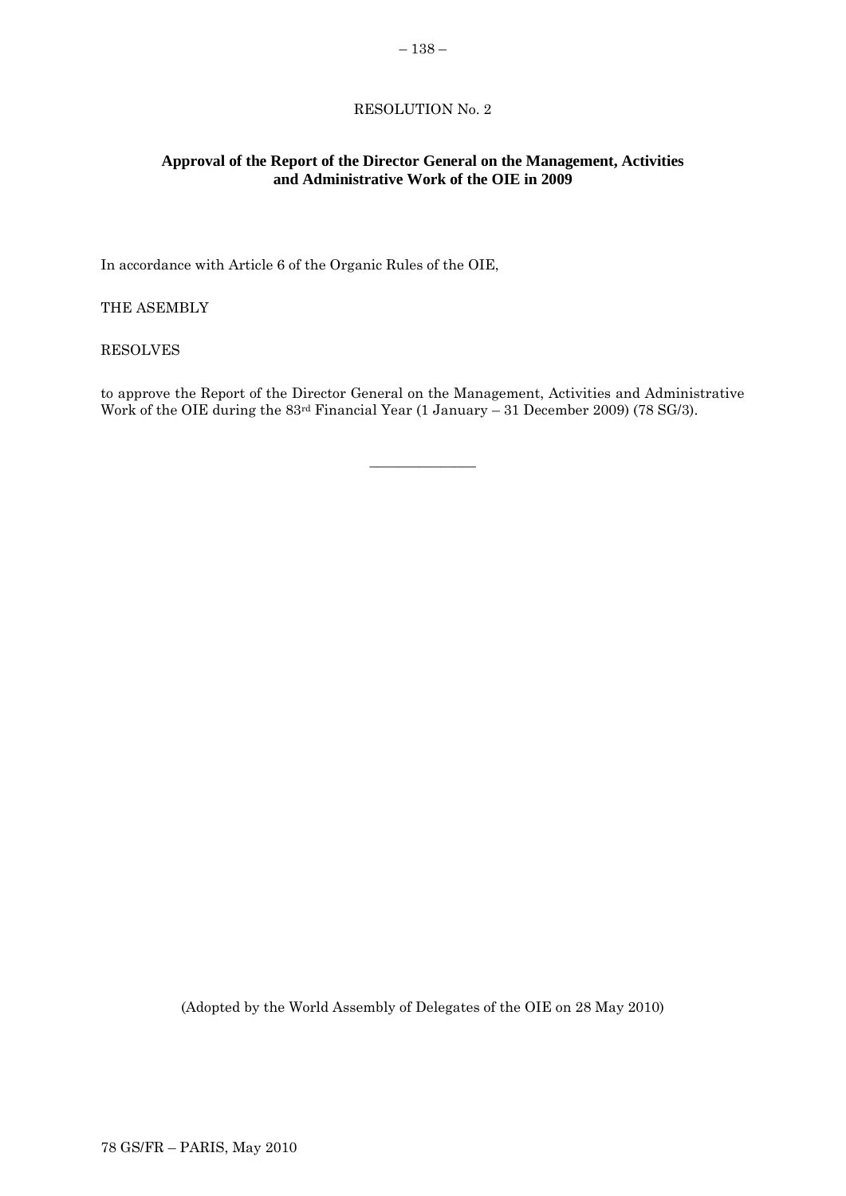RESOLUTION No. 2

**Approval of the Report of the Director General on the Management, Activities and Administrative Work of the OIE in 2009**

In accordance with Article 6 of the Organic Rules of the OIE,

THE ASEMBLY

RESOLVES

to approve the Report of the Director General on the Management, Activities and Administrative Work of the OIE during the 83rd Financial Year (1 January – 31 December 2009) (78 SG/3).

_______________

(Adopted by the World Assembly of Delegates of the OIE on 28 May 2010)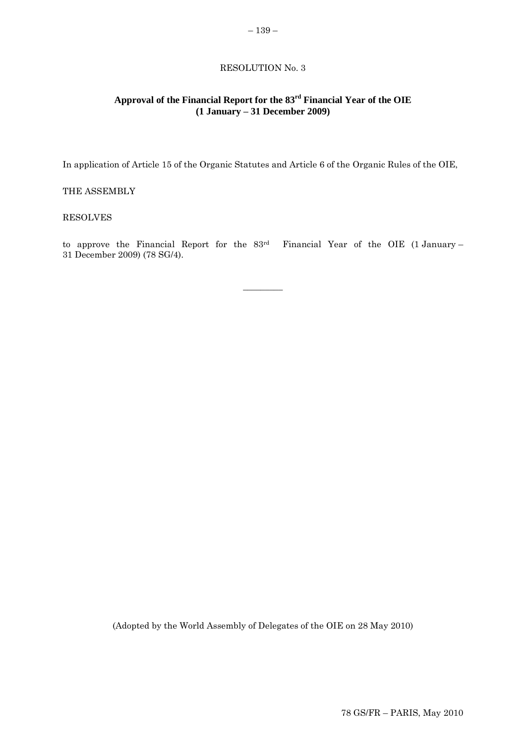RESOLUTION No. 3

## Approval of the Financial Report for the 83rd Financial Year of the OIE (1 January – 31 December 2009)

In application of Article 15 of the Organic Statutes and Article 6 of the Organic Rules of the OIE,

THE ASSEMBLY

RESOLVES

to approve the Financial Report for the 83rd Financial Year of the OIE (1 January – 31 December 2009) (78 SG/4).

---

(Adopted by the World Assembly of Delegates of the OIE on 28 May 2010)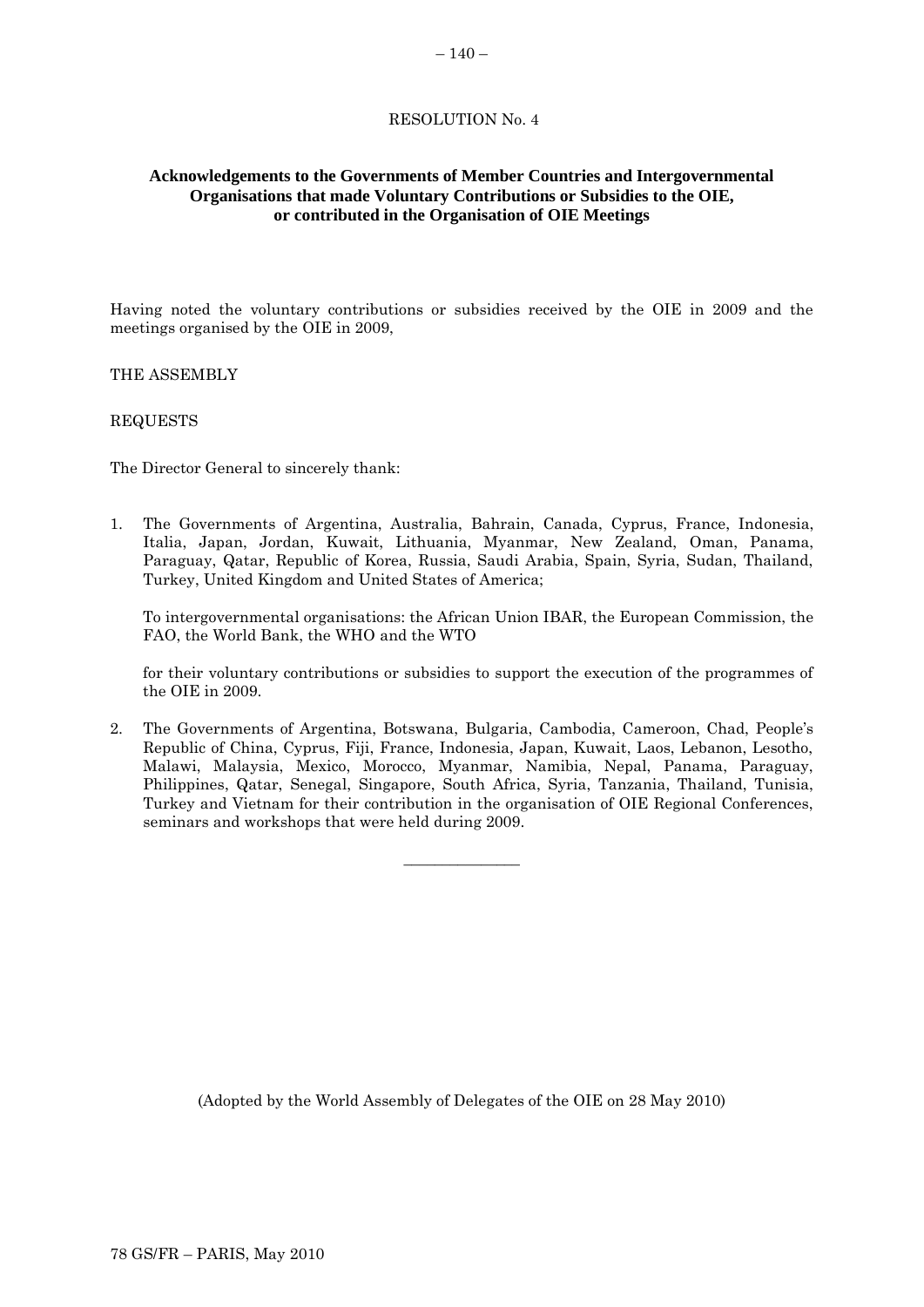RESOLUTION No. 4

**Acknowledgements to the Governments of Member Countries and Intergovernmental Organisations that made Voluntary Contributions or Subsidies to the OIE, or contributed in the Organisation of OIE Meetings**

Having noted the voluntary contributions or subsidies received by the OIE in 2009 and the meetings organised by the OIE in 2009,

THE ASSEMBLY

REQUESTS

The Director General to sincerely thank:

1. The Governments of Argentina, Australia, Bahrain, Canada, Cyprus, France, Indonesia, Italia, Japan, Jordan, Kuwait, Lithuania, Myanmar, New Zealand, Oman, Panama, Paraguay, Qatar, Republic of Korea, Russia, Saudi Arabia, Spain, Syria, Sudan, Thailand, Turkey, United Kingdom and United States of America;

   To intergovernmental organisations: the African Union IBAR, the European Commission, the FAO, the World Bank, the WHO and the WTO

   for their voluntary contributions or subsidies to support the execution of the programmes of the OIE in 2009.

2. The Governments of Argentina, Botswana, Bulgaria, Cambodia, Cameroon, Chad, People's Republic of China, Cyprus, Fiji, France, Indonesia, Japan, Kuwait, Laos, Lebanon, Lesotho, Malawi, Malaysia, Mexico, Morocco, Myanmar, Namibia, Nepal, Panama, Paraguay, Philippines, Qatar, Senegal, Singapore, South Africa, Syria, Tanzania, Thailand, Tunisia, Turkey and Vietnam for their contribution in the organisation of OIE Regional Conferences, seminars and workshops that were held during 2009.

_______________

(Adopted by the World Assembly of Delegates of the OIE on 28 May 2010)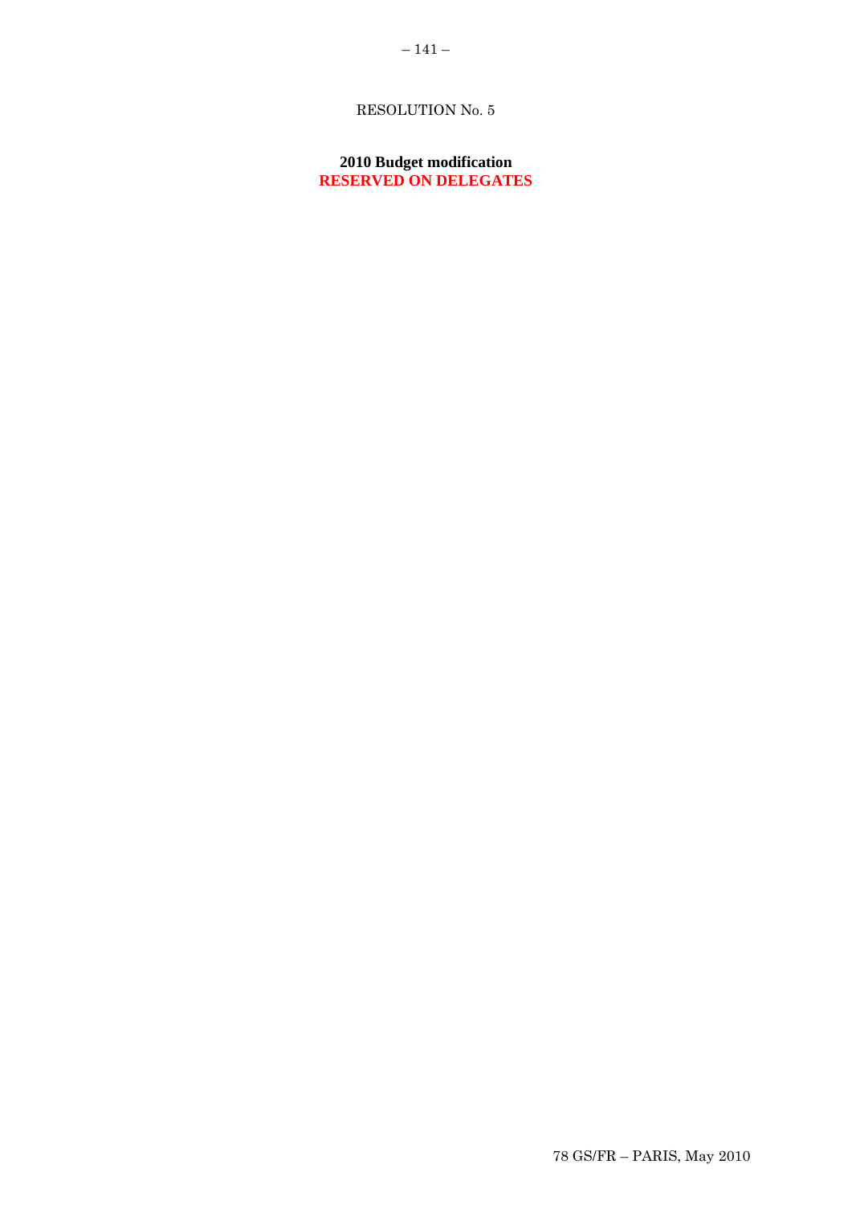RESOLUTION No. 5

**2010 Budget modification**
**RESERVED ON DELEGATES**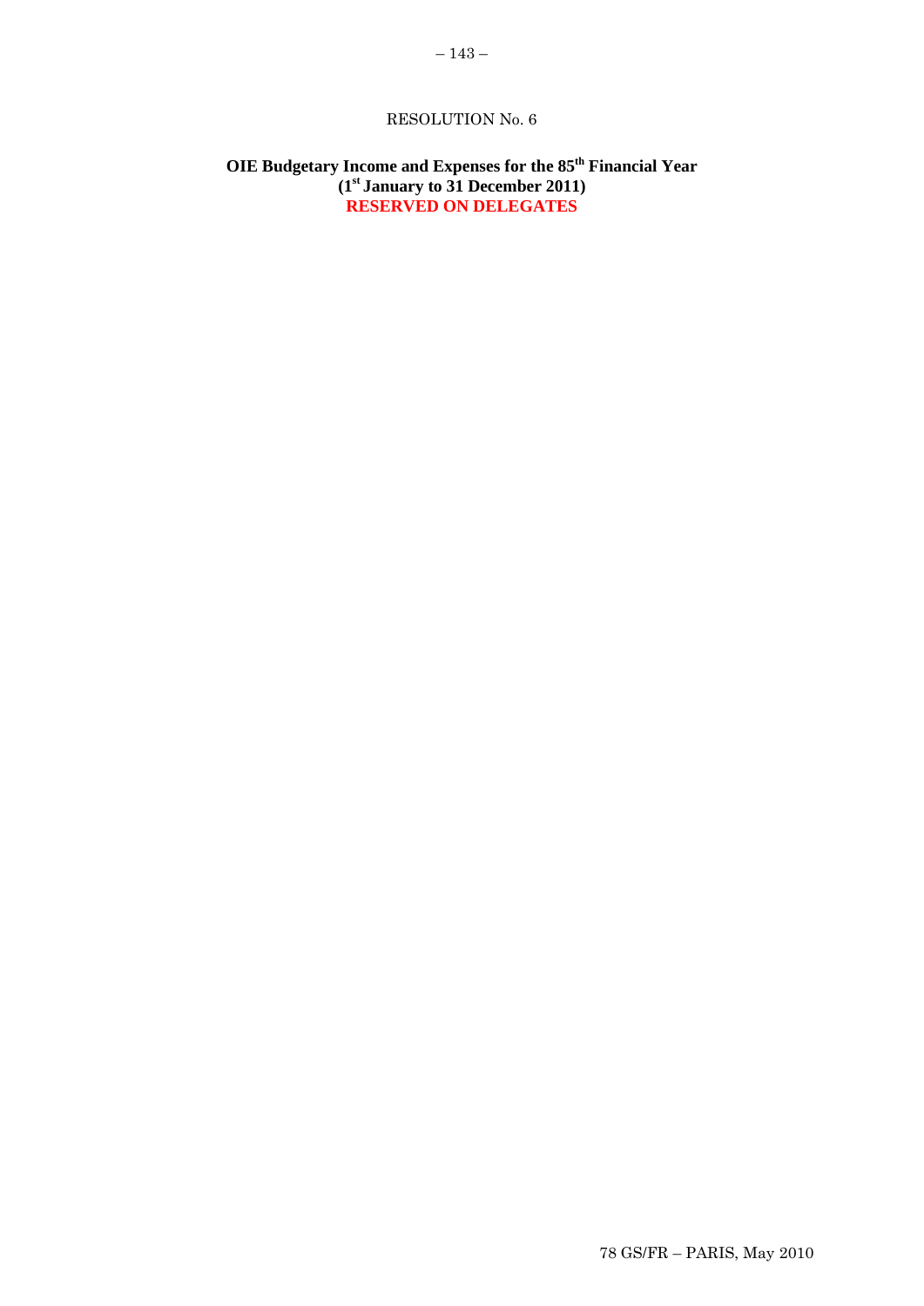RESOLUTION No. 6

**OIE Budgetary Income and Expenses for the 85th Financial Year**
**(1st January to 31 December 2011)**
**RESERVED ON DELEGATES**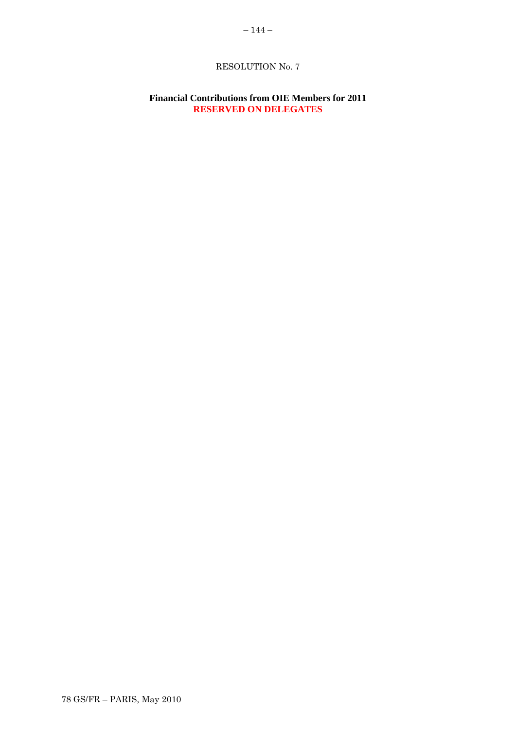# RESOLUTION No. 7

**Financial Contributions from OIE Members for 2011**
**RESERVED ON DELEGATES**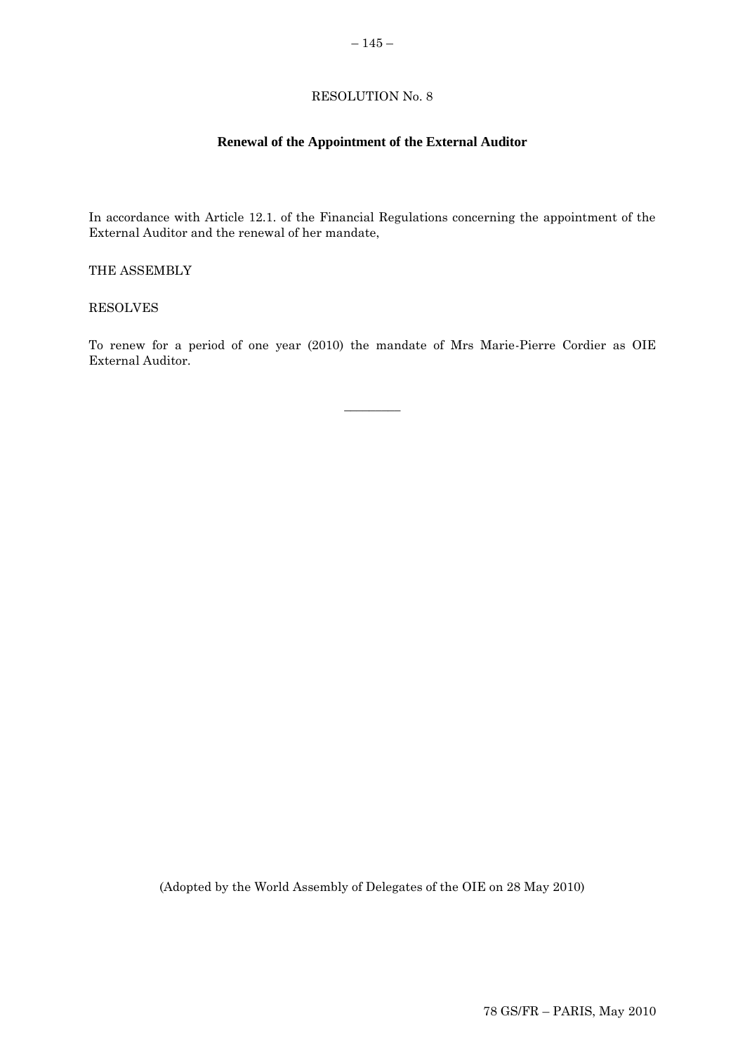RESOLUTION No. 8

## Renewal of the Appointment of the External Auditor

In accordance with Article 12.1. of the Financial Regulations concerning the appointment of the External Auditor and the renewal of her mandate,

THE ASSEMBLY

RESOLVES

To renew for a period of one year (2010) the mandate of Mrs Marie-Pierre Cordier as OIE External Auditor.

---

(Adopted by the World Assembly of Delegates of the OIE on 28 May 2010)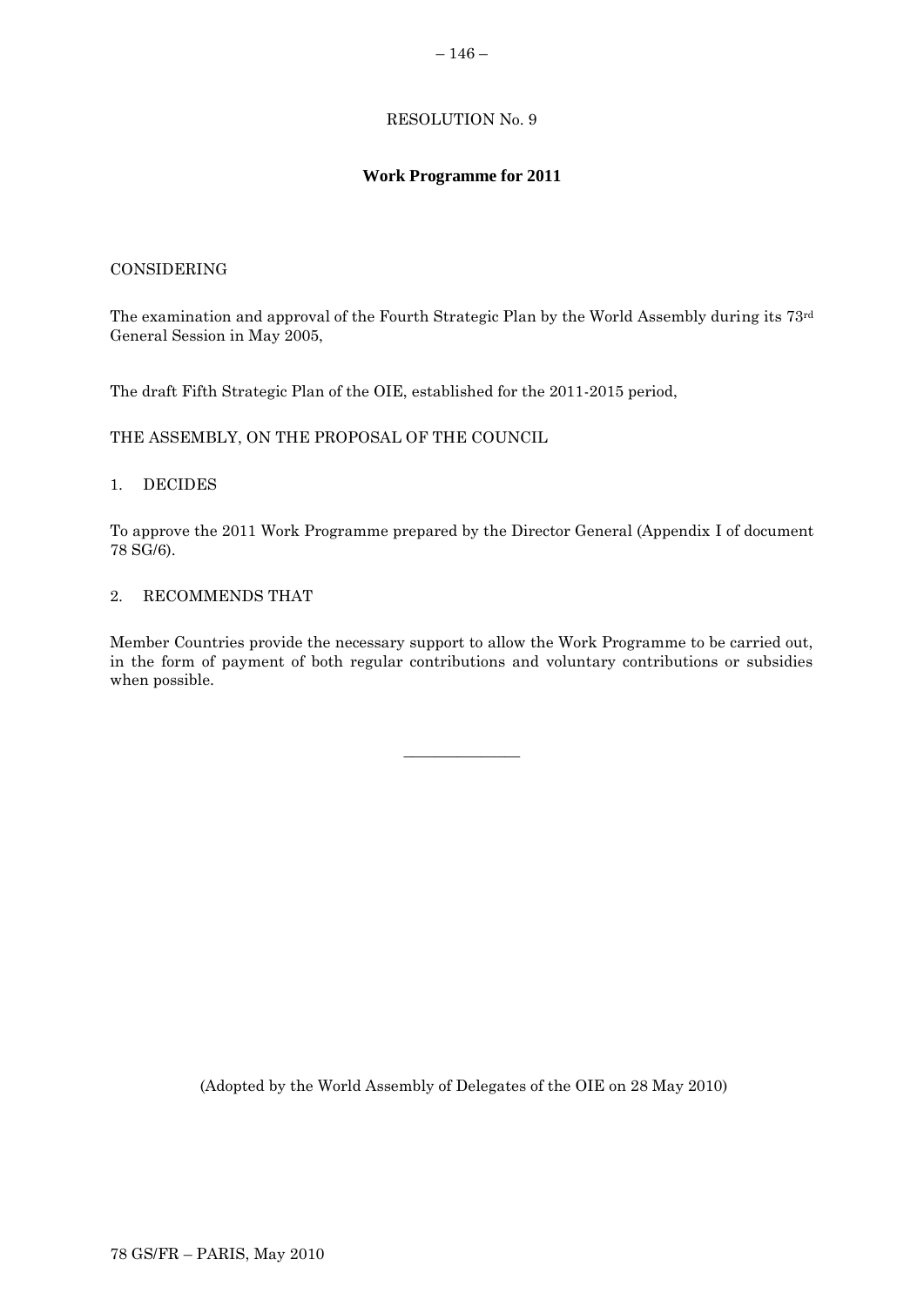RESOLUTION No. 9

**Work Programme for 2011**

CONSIDERING

The examination and approval of the Fourth Strategic Plan by the World Assembly during its 73rd General Session in May 2005,

The draft Fifth Strategic Plan of the OIE, established for the 2011-2015 period,

THE ASSEMBLY, ON THE PROPOSAL OF THE COUNCIL

1. DECIDES

To approve the 2011 Work Programme prepared by the Director General (Appendix I of document 78 SG/6).

2. RECOMMENDS THAT

Member Countries provide the necessary support to allow the Work Programme to be carried out, in the form of payment of both regular contributions and voluntary contributions or subsidies when possible.

---

(Adopted by the World Assembly of Delegates of the OIE on 28 May 2010)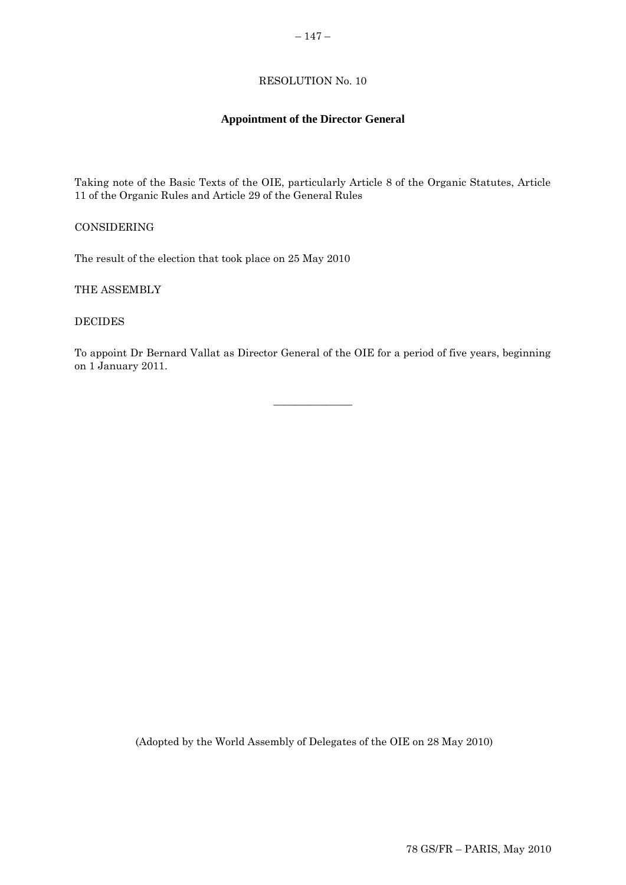RESOLUTION No. 10

## Appointment of the Director General

Taking note of the Basic Texts of the OIE, particularly Article 8 of the Organic Statutes, Article 11 of the Organic Rules and Article 29 of the General Rules

CONSIDERING

The result of the election that took place on 25 May 2010

THE ASSEMBLY

DECIDES

To appoint Dr Bernard Vallat as Director General of the OIE for a period of five years, beginning on 1 January 2011.

---

(Adopted by the World Assembly of Delegates of the OIE on 28 May 2010)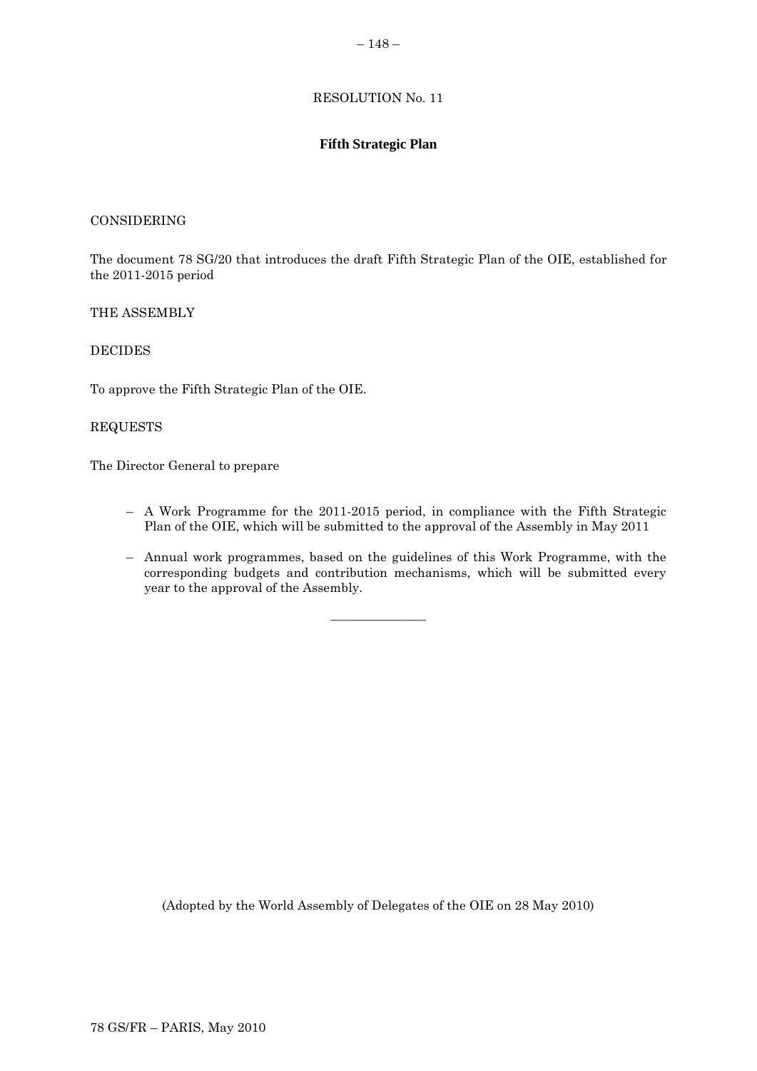RESOLUTION No. 11

## Fifth Strategic Plan

CONSIDERING

The document 78 SG/20 that introduces the draft Fifth Strategic Plan of the OIE, established for the 2011-2015 period

THE ASSEMBLY

DECIDES

To approve the Fifth Strategic Plan of the OIE.

REQUESTS

The Director General to prepare

- A Work Programme for the 2011-2015 period, in compliance with the Fifth Strategic Plan of the OIE, which will be submitted to the approval of the Assembly in May 2011
- Annual work programmes, based on the guidelines of this Work Programme, with the corresponding budgets and contribution mechanisms, which will be submitted every year to the approval of the Assembly.

---

(Adopted by the World Assembly of Delegates of the OIE on 28 May 2010)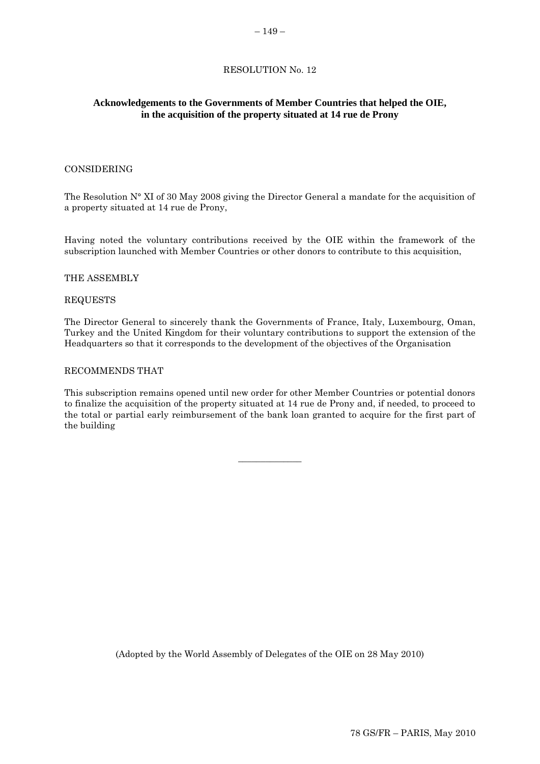# RESOLUTION No. 12

## Acknowledgements to the Governments of Member Countries that helped the OIE, in the acquisition of the property situated at 14 rue de Prony

CONSIDERING

The Resolution N° XI of 30 May 2008 giving the Director General a mandate for the acquisition of a property situated at 14 rue de Prony,

Having noted the voluntary contributions received by the OIE within the framework of the subscription launched with Member Countries or other donors to contribute to this acquisition,

THE ASSEMBLY

REQUESTS

The Director General to sincerely thank the Governments of France, Italy, Luxembourg, Oman, Turkey and the United Kingdom for their voluntary contributions to support the extension of the Headquarters so that it corresponds to the development of the objectives of the Organisation

RECOMMENDS THAT

This subscription remains opened until new order for other Member Countries or potential donors to finalize the acquisition of the property situated at 14 rue de Prony and, if needed, to proceed to the total or partial early reimbursement of the bank loan granted to acquire for the first part of the building

---

(Adopted by the World Assembly of Delegates of the OIE on 28 May 2010)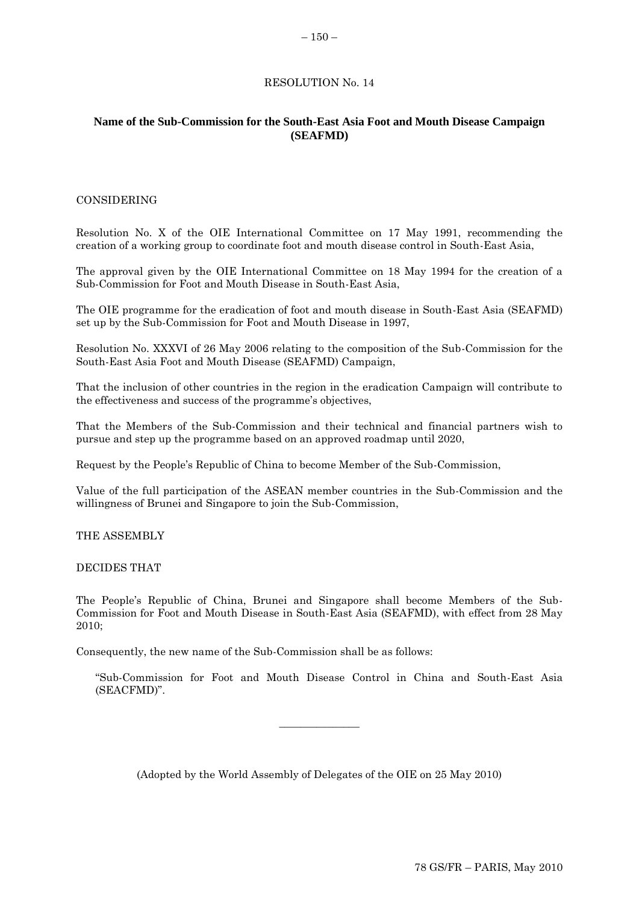RESOLUTION No. 14

## Name of the Sub-Commission for the South-East Asia Foot and Mouth Disease Campaign (SEAFMD)

CONSIDERING

Resolution No. X of the OIE International Committee on 17 May 1991, recommending the creation of a working group to coordinate foot and mouth disease control in South-East Asia,

The approval given by the OIE International Committee on 18 May 1994 for the creation of a Sub-Commission for Foot and Mouth Disease in South-East Asia,

The OIE programme for the eradication of foot and mouth disease in South-East Asia (SEAFMD) set up by the Sub-Commission for Foot and Mouth Disease in 1997,

Resolution No. XXXVI of 26 May 2006 relating to the composition of the Sub-Commission for the South-East Asia Foot and Mouth Disease (SEAFMD) Campaign,

That the inclusion of other countries in the region in the eradication Campaign will contribute to the effectiveness and success of the programme's objectives,

That the Members of the Sub-Commission and their technical and financial partners wish to pursue and step up the programme based on an approved roadmap until 2020,

Request by the People's Republic of China to become Member of the Sub-Commission,

Value of the full participation of the ASEAN member countries in the Sub-Commission and the willingness of Brunei and Singapore to join the Sub-Commission,

THE ASSEMBLY

DECIDES THAT

The People's Republic of China, Brunei and Singapore shall become Members of the Sub-Commission for Foot and Mouth Disease in South-East Asia (SEAFMD), with effect from 28 May 2010;

Consequently, the new name of the Sub-Commission shall be as follows:

> "Sub-Commission for Foot and Mouth Disease Control in China and South-East Asia (SEACFMD)".

---

(Adopted by the World Assembly of Delegates of the OIE on 25 May 2010)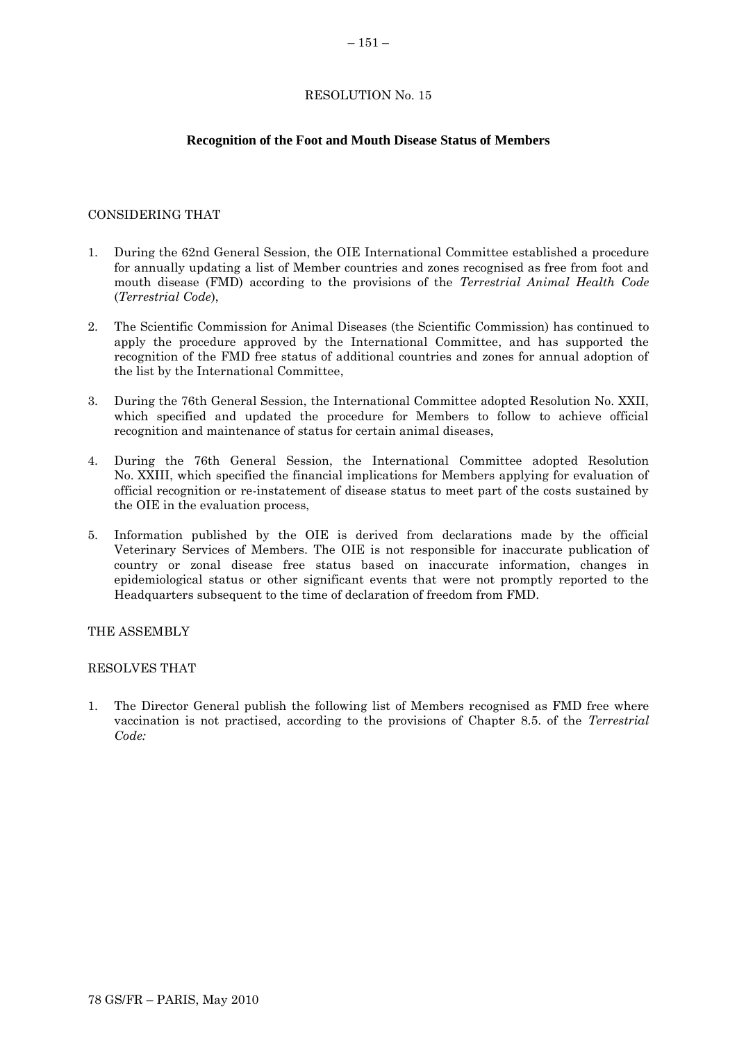RESOLUTION No. 15

**Recognition of the Foot and Mouth Disease Status of Members**

CONSIDERING THAT

1. During the 62nd General Session, the OIE International Committee established a procedure for annually updating a list of Member countries and zones recognised as free from foot and mouth disease (FMD) according to the provisions of the *Terrestrial Animal Health Code* (*Terrestrial Code*),

2. The Scientific Commission for Animal Diseases (the Scientific Commission) has continued to apply the procedure approved by the International Committee, and has supported the recognition of the FMD free status of additional countries and zones for annual adoption of the list by the International Committee,

3. During the 76th General Session, the International Committee adopted Resolution No. XXII, which specified and updated the procedure for Members to follow to achieve official recognition and maintenance of status for certain animal diseases,

4. During the 76th General Session, the International Committee adopted Resolution No. XXIII, which specified the financial implications for Members applying for evaluation of official recognition or re-instatement of disease status to meet part of the costs sustained by the OIE in the evaluation process,

5. Information published by the OIE is derived from declarations made by the official Veterinary Services of Members. The OIE is not responsible for inaccurate publication of country or zonal disease free status based on inaccurate information, changes in epidemiological status or other significant events that were not promptly reported to the Headquarters subsequent to the time of declaration of freedom from FMD.

THE ASSEMBLY

RESOLVES THAT

1. The Director General publish the following list of Members recognised as FMD free where vaccination is not practised, according to the provisions of Chapter 8.5. of the *Terrestrial Code:*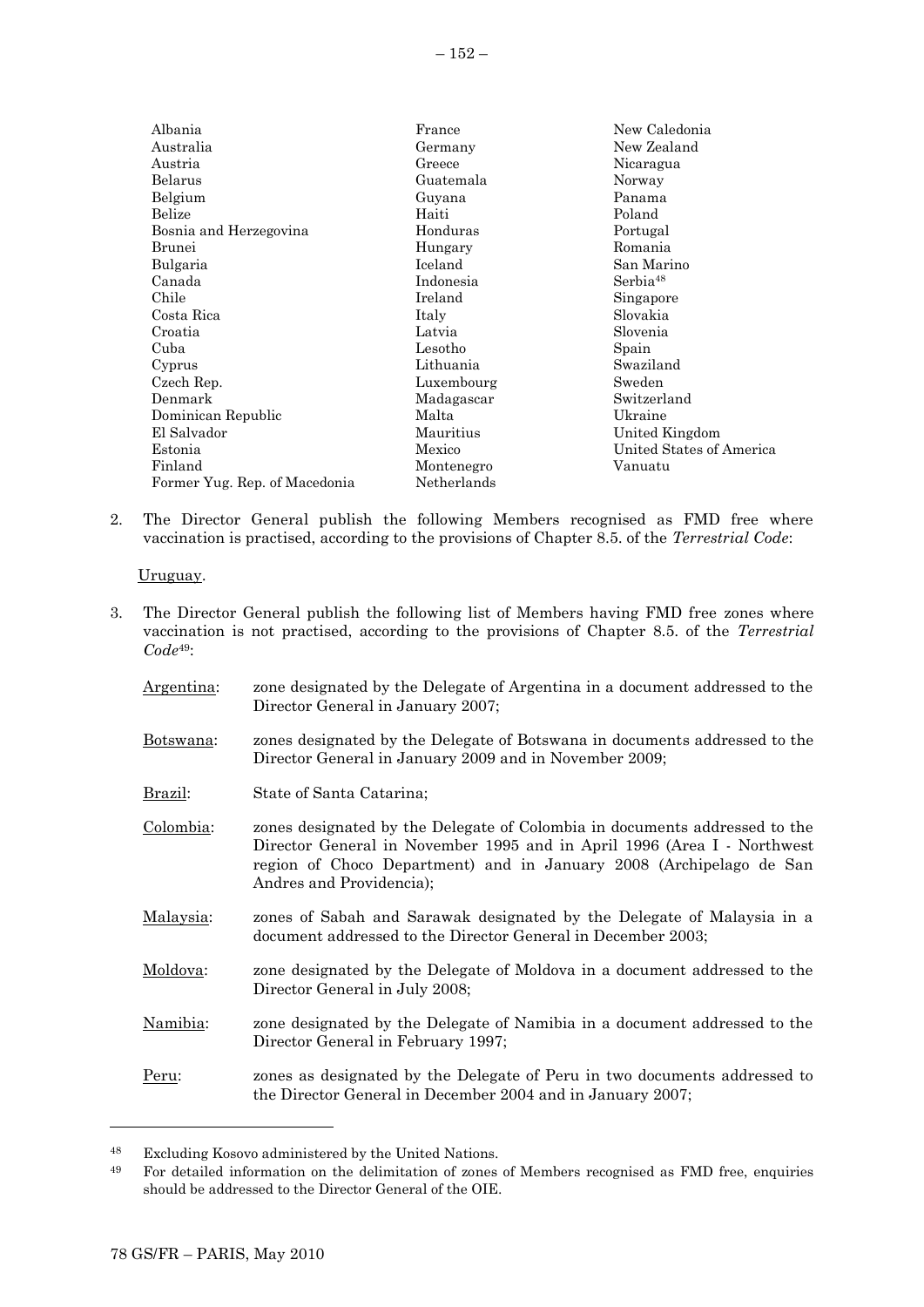Albania
Australia
Austria
Belarus
Belgium
Belize
Bosnia and Herzegovina
Brunei
Bulgaria
Canada
Chile
Costa Rica
Croatia
Cuba
Cyprus
Czech Rep.
Denmark
Dominican Republic
El Salvador
Estonia
Finland
Former Yug. Rep. of Macedonia
France
Germany
Greece
Guatemala
Guyana
Haiti
Honduras
Hungary
Iceland
Indonesia
Ireland
Italy
Latvia
Lesotho
Lithuania
Luxembourg
Madagascar
Malta
Mauritius
Mexico
Montenegro
Netherlands
New Caledonia
New Zealand
Nicaragua
Norway
Panama
Poland
Portugal
Romania
San Marino
Serbia[48]
Singapore
Slovakia
Slovenia
Spain
Swaziland
Sweden
Switzerland
Ukraine
United Kingdom
United States of America
Vanuatu

2. The Director General publish the following Members recognised as FMD free where vaccination is practised, according to the provisions of Chapter 8.5. of the *Terrestrial Code*:

   Uruguay.

3. The Director General publish the following list of Members having FMD free zones where vaccination is not practised, according to the provisions of Chapter 8.5. of the *Terrestrial Code*[49]:

   Argentina: zone designated by the Delegate of Argentina in a document addressed to the Director General in January 2007;

   Botswana: zones designated by the Delegate of Botswana in documents addressed to the Director General in January 2009 and in November 2009;

   Brazil: State of Santa Catarina;

   Colombia: zones designated by the Delegate of Colombia in documents addressed to the Director General in November 1995 and in April 1996 (Area I - Northwest region of Choco Department) and in January 2008 (Archipelago de San Andres and Providencia);

   Malaysia: zones of Sabah and Sarawak designated by the Delegate of Malaysia in a document addressed to the Director General in December 2003;

   Moldova: zone designated by the Delegate of Moldova in a document addressed to the Director General in July 2008;

   Namibia: zone designated by the Delegate of Namibia in a document addressed to the Director General in February 1997;

   Peru: zones as designated by the Delegate of Peru in two documents addressed to the Director General in December 2004 and in January 2007;

---

[48] Excluding Kosovo administered by the United Nations.

[49] For detailed information on the delimitation of zones of Members recognised as FMD free, enquiries should be addressed to the Director General of the OIE.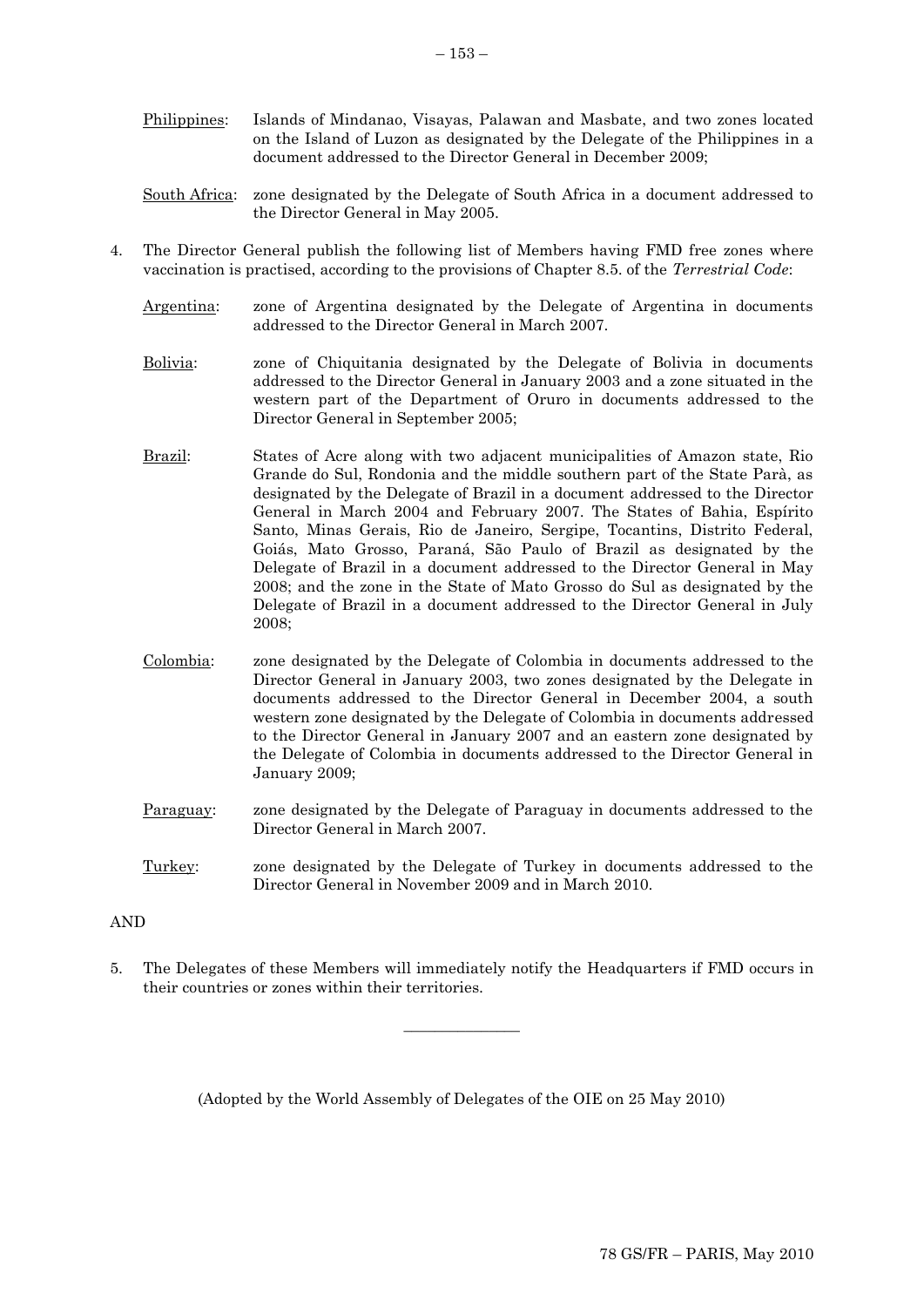Philippines: Islands of Mindanao, Visayas, Palawan and Masbate, and two zones located on the Island of Luzon as designated by the Delegate of the Philippines in a document addressed to the Director General in December 2009;

South Africa: zone designated by the Delegate of South Africa in a document addressed to the Director General in May 2005.

4. The Director General publish the following list of Members having FMD free zones where vaccination is practised, according to the provisions of Chapter 8.5. of the *Terrestrial Code*:

   Argentina: zone of Argentina designated by the Delegate of Argentina in documents addressed to the Director General in March 2007.

   Bolivia: zone of Chiquitania designated by the Delegate of Bolivia in documents addressed to the Director General in January 2003 and a zone situated in the western part of the Department of Oruro in documents addressed to the Director General in September 2005;

   Brazil: States of Acre along with two adjacent municipalities of Amazon state, Rio Grande do Sul, Rondonia and the middle southern part of the State Parà, as designated by the Delegate of Brazil in a document addressed to the Director General in March 2004 and February 2007. The States of Bahia, Espírito Santo, Minas Gerais, Rio de Janeiro, Sergipe, Tocantins, Distrito Federal, Goiás, Mato Grosso, Paraná, São Paulo of Brazil as designated by the Delegate of Brazil in a document addressed to the Director General in May 2008; and the zone in the State of Mato Grosso do Sul as designated by the Delegate of Brazil in a document addressed to the Director General in July 2008;

   Colombia: zone designated by the Delegate of Colombia in documents addressed to the Director General in January 2003, two zones designated by the Delegate in documents addressed to the Director General in December 2004, a south western zone designated by the Delegate of Colombia in documents addressed to the Director General in January 2007 and an eastern zone designated by the Delegate of Colombia in documents addressed to the Director General in January 2009;

   Paraguay: zone designated by the Delegate of Paraguay in documents addressed to the Director General in March 2007.

   Turkey: zone designated by the Delegate of Turkey in documents addressed to the Director General in November 2009 and in March 2010.

AND

5. The Delegates of these Members will immediately notify the Headquarters if FMD occurs in their countries or zones within their territories.

---

(Adopted by the World Assembly of Delegates of the OIE on 25 May 2010)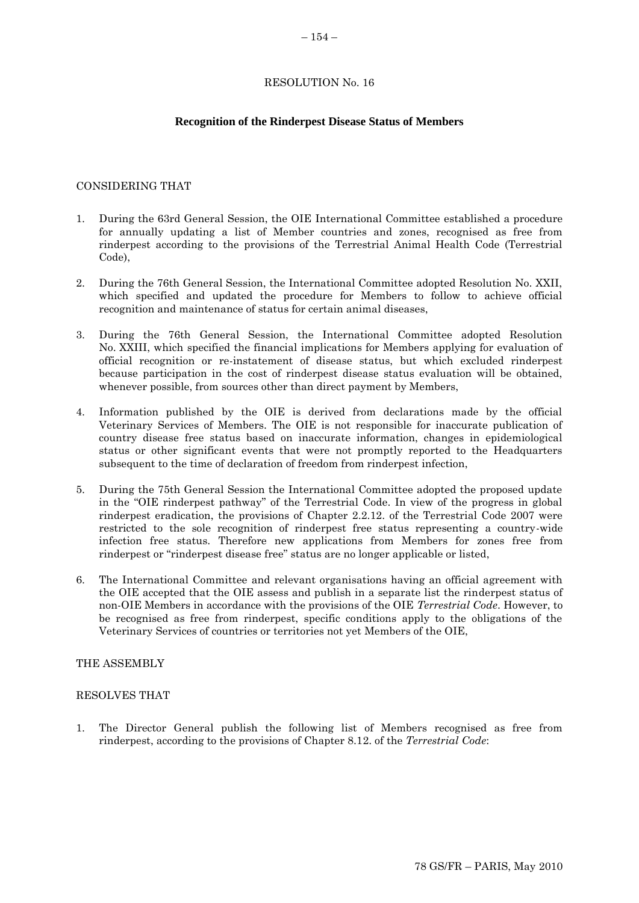RESOLUTION No. 16

**Recognition of the Rinderpest Disease Status of Members**

CONSIDERING THAT

1. During the 63rd General Session, the OIE International Committee established a procedure for annually updating a list of Member countries and zones, recognised as free from rinderpest according to the provisions of the Terrestrial Animal Health Code (Terrestrial Code),

2. During the 76th General Session, the International Committee adopted Resolution No. XXII, which specified and updated the procedure for Members to follow to achieve official recognition and maintenance of status for certain animal diseases,

3. During the 76th General Session, the International Committee adopted Resolution No. XXIII, which specified the financial implications for Members applying for evaluation of official recognition or re-instatement of disease status, but which excluded rinderpest because participation in the cost of rinderpest disease status evaluation will be obtained, whenever possible, from sources other than direct payment by Members,

4. Information published by the OIE is derived from declarations made by the official Veterinary Services of Members. The OIE is not responsible for inaccurate publication of country disease free status based on inaccurate information, changes in epidemiological status or other significant events that were not promptly reported to the Headquarters subsequent to the time of declaration of freedom from rinderpest infection,

5. During the 75th General Session the International Committee adopted the proposed update in the "OIE rinderpest pathway" of the Terrestrial Code. In view of the progress in global rinderpest eradication, the provisions of Chapter 2.2.12. of the Terrestrial Code 2007 were restricted to the sole recognition of rinderpest free status representing a country-wide infection free status. Therefore new applications from Members for zones free from rinderpest or "rinderpest disease free" status are no longer applicable or listed,

6. The International Committee and relevant organisations having an official agreement with the OIE accepted that the OIE assess and publish in a separate list the rinderpest status of non-OIE Members in accordance with the provisions of the OIE *Terrestrial Code*. However, to be recognised as free from rinderpest, specific conditions apply to the obligations of the Veterinary Services of countries or territories not yet Members of the OIE,

THE ASSEMBLY

RESOLVES THAT

1. The Director General publish the following list of Members recognised as free from rinderpest, according to the provisions of Chapter 8.12. of the *Terrestrial Code*: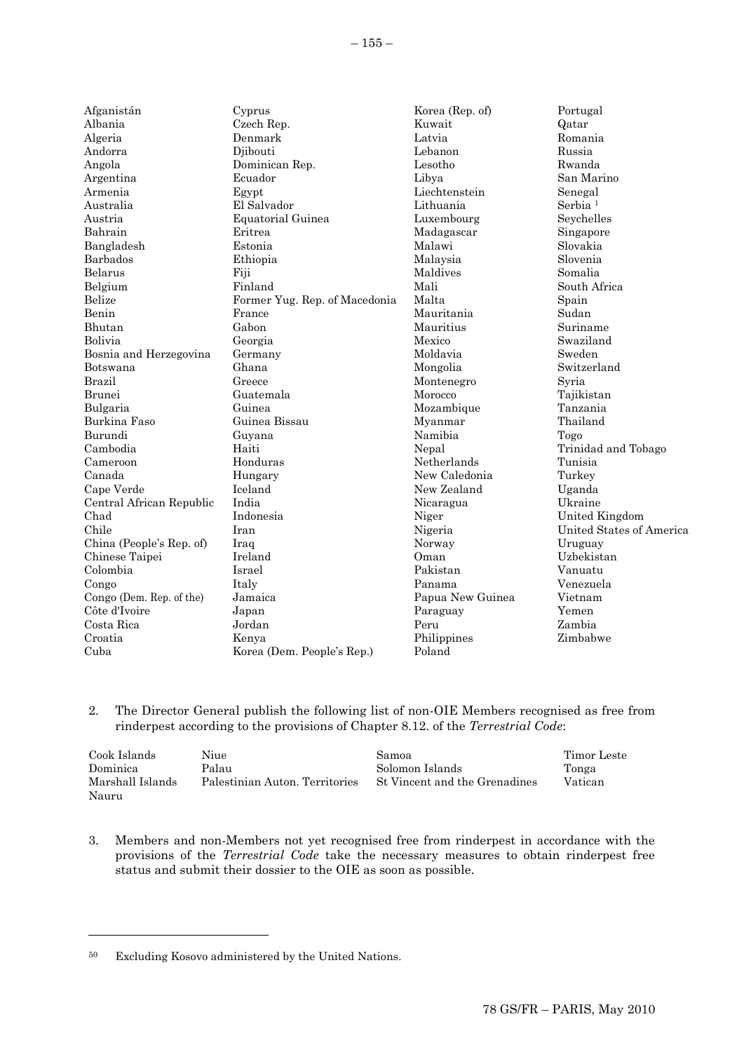Afganistán
Albania
Algeria
Andorra
Angola
Argentina
Armenia
Australia
Austria
Bahrain
Bangladesh
Barbados
Belarus
Belgium
Belize
Benin
Bhutan
Bolivia
Bosnia and Herzegovina
Botswana
Brazil
Brunei
Bulgaria
Burkina Faso
Burundi
Cambodia
Cameroon
Canada
Cape Verde
Central African Republic
Chad
Chile
China (People's Rep. of)
Chinese Taipei
Colombia
Congo
Congo (Dem. Rep. of the)
Côte d'Ivoire
Costa Rica
Croatia
Cuba
Cyprus
Czech Rep.
Denmark
Djibouti
Dominican Rep.
Ecuador
Egypt
El Salvador
Equatorial Guinea
Eritrea
Estonia
Ethiopia
Fiji
Finland
Former Yug. Rep. of Macedonia
France
Gabon
Georgia
Germany
Ghana
Greece
Guatemala
Guinea
Guinea Bissau
Guyana
Haiti
Honduras
Hungary
Iceland
India
Indonesia
Iran
Iraq
Ireland
Israel
Italy
Jamaica
Japan
Jordan
Kenya
Korea (Dem. People's Rep.)
Korea (Rep. of)
Kuwait
Latvia
Lebanon
Lesotho
Libya
Liechtenstein
Lithuania
Luxembourg
Madagascar
Malawi
Malaysia
Maldives
Mali
Malta
Mauritania
Mauritius
Mexico
Moldavia
Mongolia
Montenegro
Morocco
Mozambique
Myanmar
Namibia
Nepal
Netherlands
New Caledonia
New Zealand
Nicaragua
Niger
Nigeria
Norway
Oman
Pakistan
Panama
Papua New Guinea
Paraguay
Peru
Philippines
Poland
Portugal
Qatar
Romania
Russia
Rwanda
San Marino
Senegal
Serbia [1]
Seychelles
Singapore
Slovakia
Slovenia
Somalia
South Africa
Spain
Sudan
Suriname
Swaziland
Sweden
Switzerland
Syria
Tajikistan
Tanzania
Thailand
Togo
Trinidad and Tobago
Tunisia
Turkey
Uganda
Ukraine
United Kingdom
United States of America
Uruguay
Uzbekistan
Vanuatu
Venezuela
Vietnam
Yemen
Zambia
Zimbabwe

2. The Director General publish the following list of non-OIE Members recognised as free from rinderpest according to the provisions of Chapter 8.12. of the *Terrestrial Code*:

Cook Islands
Dominica
Marshall Islands
Nauru
Niue
Palau
Palestinian Auton. Territories
Samoa
Solomon Islands
St Vincent and the Grenadines
Timor Leste
Tonga
Vatican

3. Members and non-Members not yet recognised free from rinderpest in accordance with the provisions of the *Terrestrial Code* take the necessary measures to obtain rinderpest free status and submit their dossier to the OIE as soon as possible.

---

[50] Excluding Kosovo administered by the United Nations.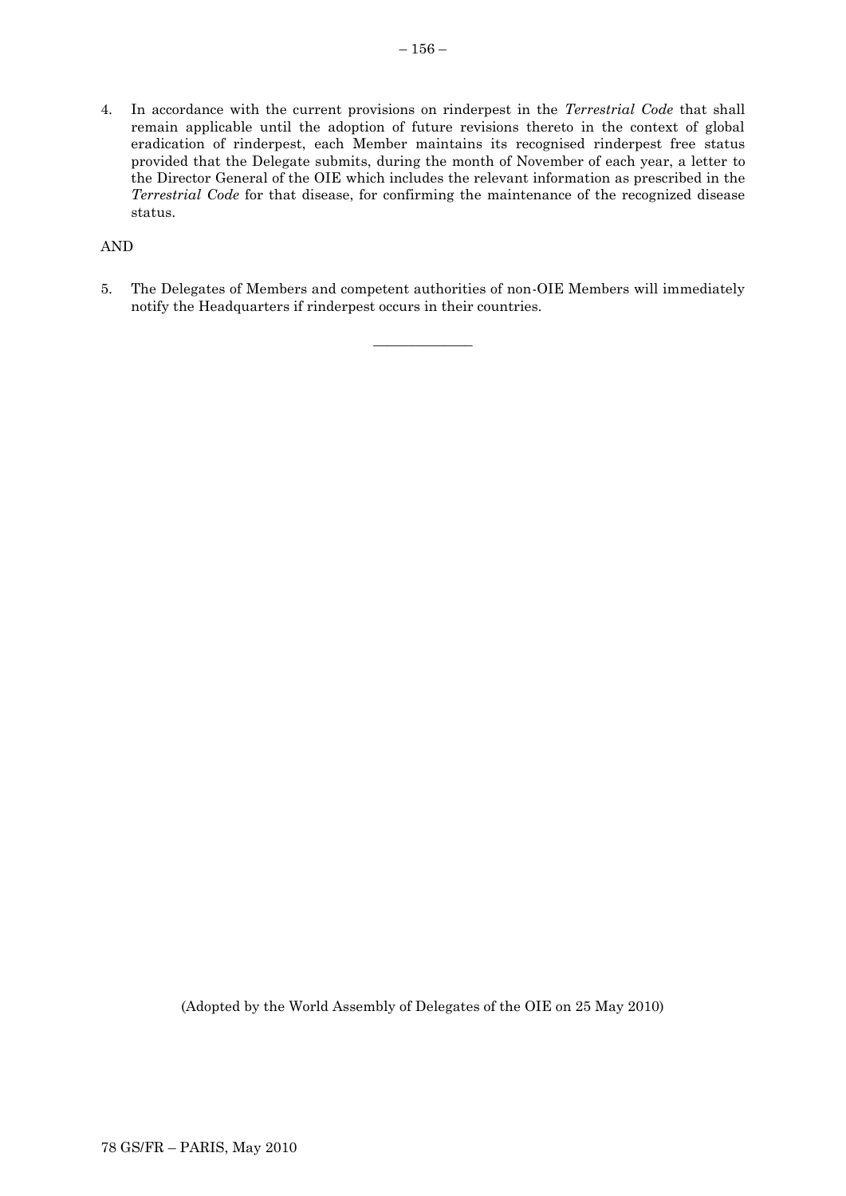4. In accordance with the current provisions on rinderpest in the *Terrestrial Code* that shall remain applicable until the adoption of future revisions thereto in the context of global eradication of rinderpest, each Member maintains its recognised rinderpest free status provided that the Delegate submits, during the month of November of each year, a letter to the Director General of the OIE which includes the relevant information as prescribed in the *Terrestrial Code* for that disease, for confirming the maintenance of the recognized disease status.

AND

5. The Delegates of Members and competent authorities of non-OIE Members will immediately notify the Headquarters if rinderpest occurs in their countries.

---

(Adopted by the World Assembly of Delegates of the OIE on 25 May 2010)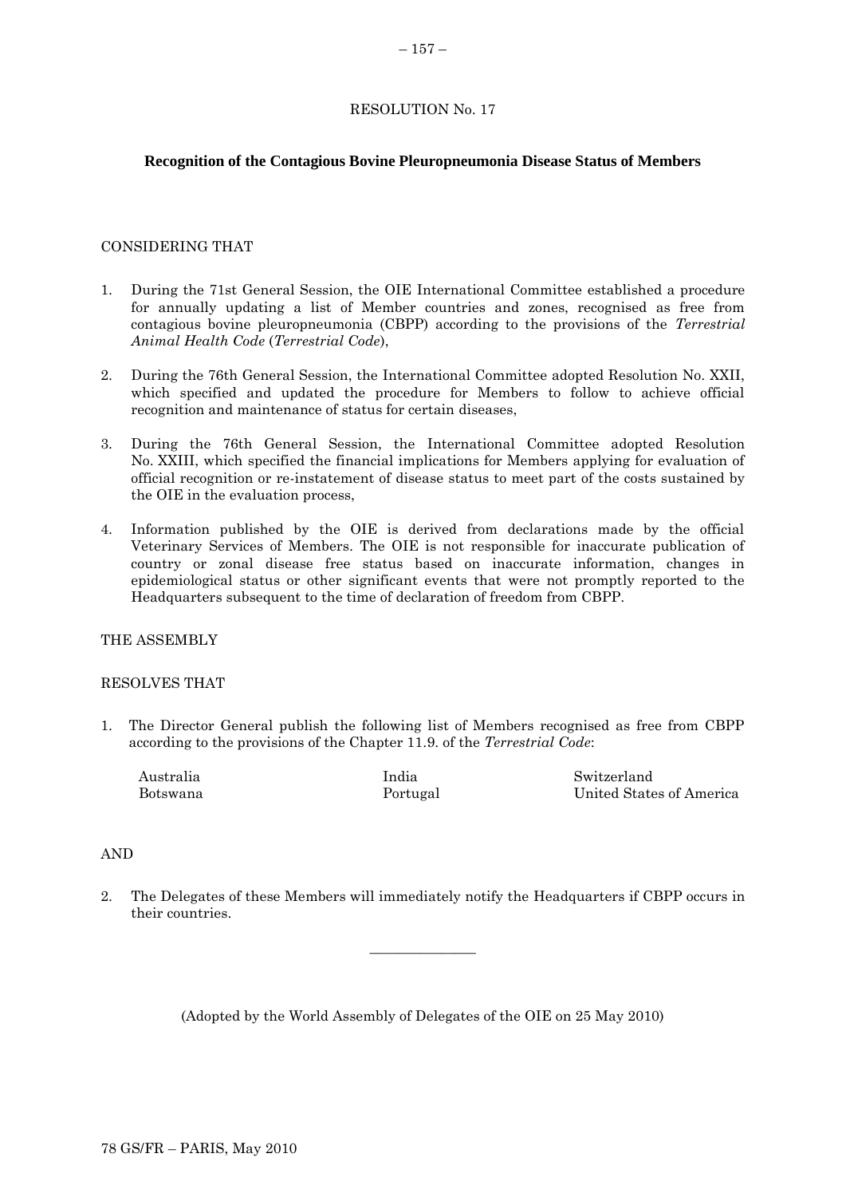# RESOLUTION No. 17

## Recognition of the Contagious Bovine Pleuropneumonia Disease Status of Members

CONSIDERING THAT

1. During the 71st General Session, the OIE International Committee established a procedure for annually updating a list of Member countries and zones, recognised as free from contagious bovine pleuropneumonia (CBPP) according to the provisions of the *Terrestrial Animal Health Code* (*Terrestrial Code*),

2. During the 76th General Session, the International Committee adopted Resolution No. XXII, which specified and updated the procedure for Members to follow to achieve official recognition and maintenance of status for certain diseases,

3. During the 76th General Session, the International Committee adopted Resolution No. XXIII, which specified the financial implications for Members applying for evaluation of official recognition or re-instatement of disease status to meet part of the costs sustained by the OIE in the evaluation process,

4. Information published by the OIE is derived from declarations made by the official Veterinary Services of Members. The OIE is not responsible for inaccurate publication of country or zonal disease free status based on inaccurate information, changes in epidemiological status or other significant events that were not promptly reported to the Headquarters subsequent to the time of declaration of freedom from CBPP.

THE ASSEMBLY

RESOLVES THAT

1. The Director General publish the following list of Members recognised as free from CBPP according to the provisions of the Chapter 11.9. of the *Terrestrial Code*:

| | | |
|---|---|---|
| Australia | India | Switzerland |
| Botswana | Portugal | United States of America |

AND

2. The Delegates of these Members will immediately notify the Headquarters if CBPP occurs in their countries.

---

(Adopted by the World Assembly of Delegates of the OIE on 25 May 2010)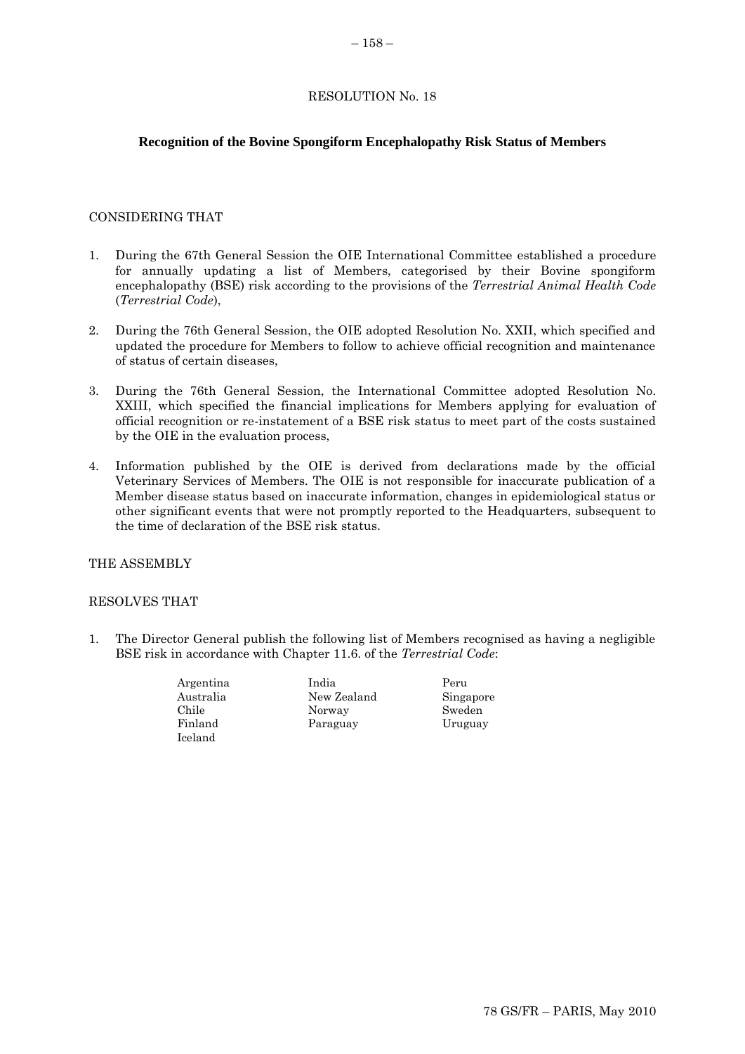RESOLUTION No. 18

## Recognition of the Bovine Spongiform Encephalopathy Risk Status of Members

CONSIDERING THAT

1. During the 67th General Session the OIE International Committee established a procedure for annually updating a list of Members, categorised by their Bovine spongiform encephalopathy (BSE) risk according to the provisions of the *Terrestrial Animal Health Code* (*Terrestrial Code*),

2. During the 76th General Session, the OIE adopted Resolution No. XXII, which specified and updated the procedure for Members to follow to achieve official recognition and maintenance of status of certain diseases,

3. During the 76th General Session, the International Committee adopted Resolution No. XXIII, which specified the financial implications for Members applying for evaluation of official recognition or re-instatement of a BSE risk status to meet part of the costs sustained by the OIE in the evaluation process,

4. Information published by the OIE is derived from declarations made by the official Veterinary Services of Members. The OIE is not responsible for inaccurate publication of a Member disease status based on inaccurate information, changes in epidemiological status or other significant events that were not promptly reported to the Headquarters, subsequent to the time of declaration of the BSE risk status.

THE ASSEMBLY

RESOLVES THAT

1. The Director General publish the following list of Members recognised as having a negligible BSE risk in accordance with Chapter 11.6. of the *Terrestrial Code*:

   Argentina
   Australia
   Chile
   Finland
   Iceland
   India
   New Zealand
   Norway
   Paraguay
   Peru
   Singapore
   Sweden
   Uruguay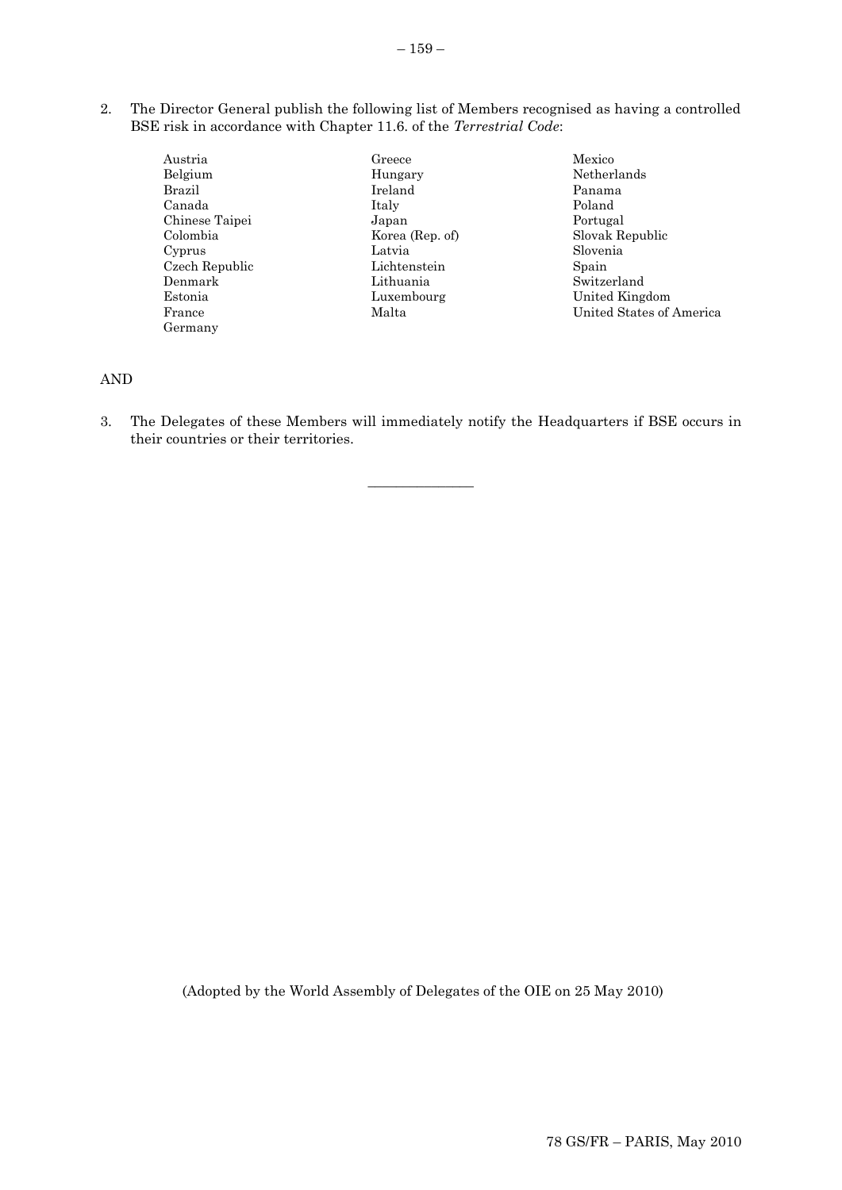2. The Director General publish the following list of Members recognised as having a controlled BSE risk in accordance with Chapter 11.6. of the *Terrestrial Code*:

Austria
Belgium
Brazil
Canada
Chinese Taipei
Colombia
Cyprus
Czech Republic
Denmark
Estonia
France
Germany
Greece
Hungary
Ireland
Italy
Japan
Korea (Rep. of)
Latvia
Lichtenstein
Lithuania
Luxembourg
Malta
Mexico
Netherlands
Panama
Poland
Portugal
Slovak Republic
Slovenia
Spain
Switzerland
United Kingdom
United States of America

AND

3. The Delegates of these Members will immediately notify the Headquarters if BSE occurs in their countries or their territories.

_______________

(Adopted by the World Assembly of Delegates of the OIE on 25 May 2010)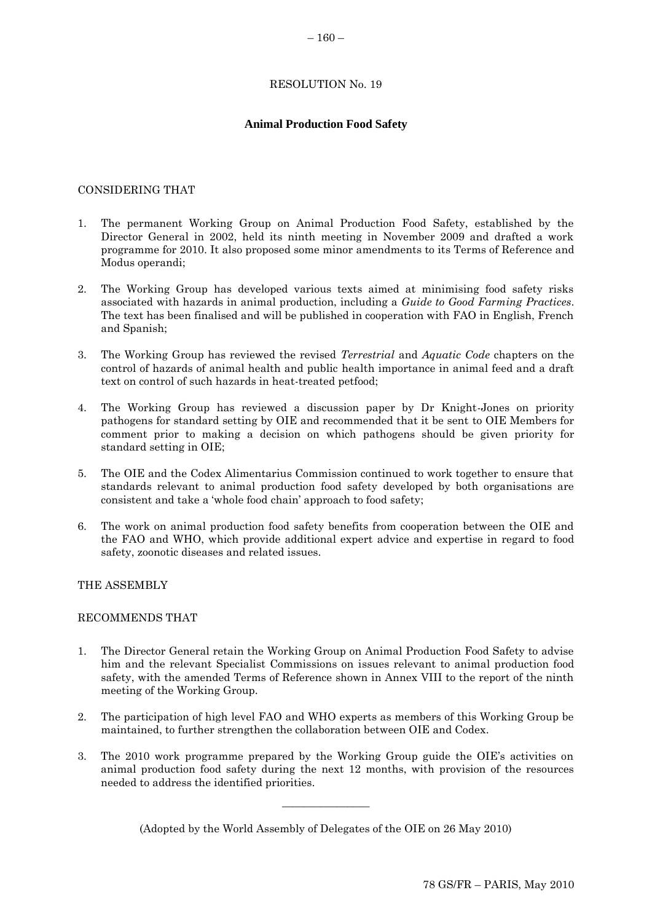RESOLUTION No. 19

## Animal Production Food Safety

CONSIDERING THAT

1. The permanent Working Group on Animal Production Food Safety, established by the Director General in 2002, held its ninth meeting in November 2009 and drafted a work programme for 2010. It also proposed some minor amendments to its Terms of Reference and Modus operandi;

2. The Working Group has developed various texts aimed at minimising food safety risks associated with hazards in animal production, including a *Guide to Good Farming Practices*. The text has been finalised and will be published in cooperation with FAO in English, French and Spanish;

3. The Working Group has reviewed the revised *Terrestrial* and *Aquatic Code* chapters on the control of hazards of animal health and public health importance in animal feed and a draft text on control of such hazards in heat-treated petfood;

4. The Working Group has reviewed a discussion paper by Dr Knight-Jones on priority pathogens for standard setting by OIE and recommended that it be sent to OIE Members for comment prior to making a decision on which pathogens should be given priority for standard setting in OIE;

5. The OIE and the Codex Alimentarius Commission continued to work together to ensure that standards relevant to animal production food safety developed by both organisations are consistent and take a 'whole food chain' approach to food safety;

6. The work on animal production food safety benefits from cooperation between the OIE and the FAO and WHO, which provide additional expert advice and expertise in regard to food safety, zoonotic diseases and related issues.

THE ASSEMBLY

RECOMMENDS THAT

1. The Director General retain the Working Group on Animal Production Food Safety to advise him and the relevant Specialist Commissions on issues relevant to animal production food safety, with the amended Terms of Reference shown in Annex VIII to the report of the ninth meeting of the Working Group.

2. The participation of high level FAO and WHO experts as members of this Working Group be maintained, to further strengthen the collaboration between OIE and Codex.

3. The 2010 work programme prepared by the Working Group guide the OIE's activities on animal production food safety during the next 12 months, with provision of the resources needed to address the identified priorities.

---

(Adopted by the World Assembly of Delegates of the OIE on 26 May 2010)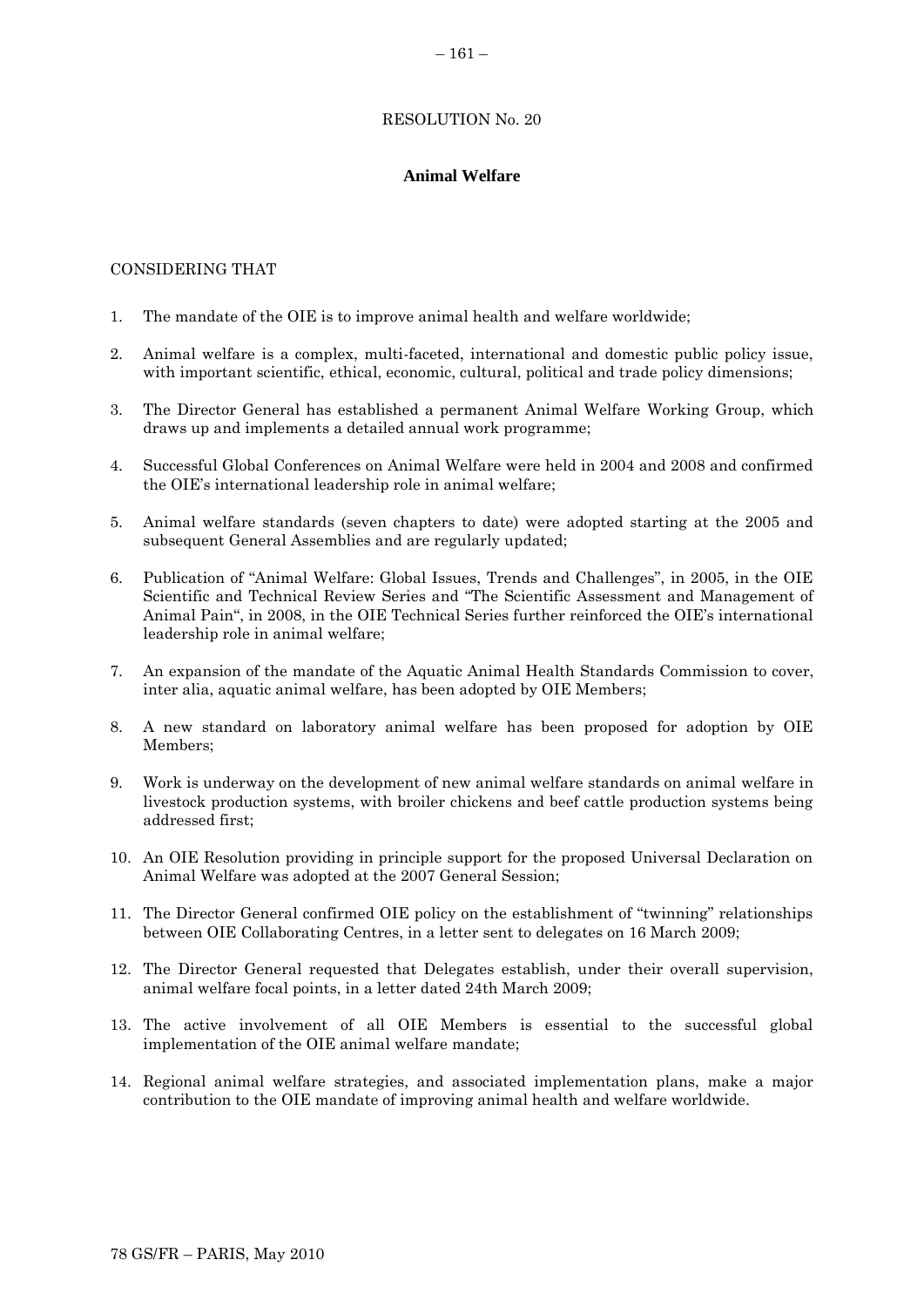RESOLUTION No. 20

**Animal Welfare**

CONSIDERING THAT

1. The mandate of the OIE is to improve animal health and welfare worldwide;

2. Animal welfare is a complex, multi-faceted, international and domestic public policy issue, with important scientific, ethical, economic, cultural, political and trade policy dimensions;

3. The Director General has established a permanent Animal Welfare Working Group, which draws up and implements a detailed annual work programme;

4. Successful Global Conferences on Animal Welfare were held in 2004 and 2008 and confirmed the OIE's international leadership role in animal welfare;

5. Animal welfare standards (seven chapters to date) were adopted starting at the 2005 and subsequent General Assemblies and are regularly updated;

6. Publication of "Animal Welfare: Global Issues, Trends and Challenges", in 2005, in the OIE Scientific and Technical Review Series and "The Scientific Assessment and Management of Animal Pain", in 2008, in the OIE Technical Series further reinforced the OIE's international leadership role in animal welfare;

7. An expansion of the mandate of the Aquatic Animal Health Standards Commission to cover, inter alia, aquatic animal welfare, has been adopted by OIE Members;

8. A new standard on laboratory animal welfare has been proposed for adoption by OIE Members;

9. Work is underway on the development of new animal welfare standards on animal welfare in livestock production systems, with broiler chickens and beef cattle production systems being addressed first;

10. An OIE Resolution providing in principle support for the proposed Universal Declaration on Animal Welfare was adopted at the 2007 General Session;

11. The Director General confirmed OIE policy on the establishment of "twinning" relationships between OIE Collaborating Centres, in a letter sent to delegates on 16 March 2009;

12. The Director General requested that Delegates establish, under their overall supervision, animal welfare focal points, in a letter dated 24th March 2009;

13. The active involvement of all OIE Members is essential to the successful global implementation of the OIE animal welfare mandate;

14. Regional animal welfare strategies, and associated implementation plans, make a major contribution to the OIE mandate of improving animal health and welfare worldwide.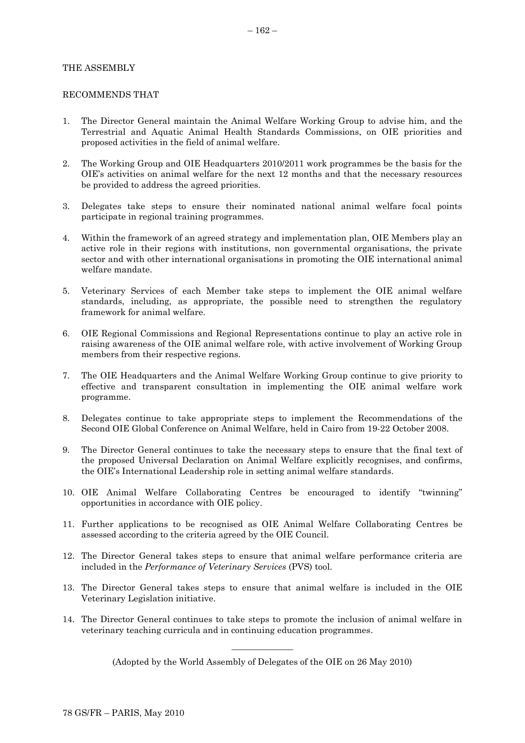THE ASSEMBLY

RECOMMENDS THAT

1. The Director General maintain the Animal Welfare Working Group to advise him, and the Terrestrial and Aquatic Animal Health Standards Commissions, on OIE priorities and proposed activities in the field of animal welfare.

2. The Working Group and OIE Headquarters 2010/2011 work programmes be the basis for the OIE's activities on animal welfare for the next 12 months and that the necessary resources be provided to address the agreed priorities.

3. Delegates take steps to ensure their nominated national animal welfare focal points participate in regional training programmes.

4. Within the framework of an agreed strategy and implementation plan, OIE Members play an active role in their regions with institutions, non governmental organisations, the private sector and with other international organisations in promoting the OIE international animal welfare mandate.

5. Veterinary Services of each Member take steps to implement the OIE animal welfare standards, including, as appropriate, the possible need to strengthen the regulatory framework for animal welfare.

6. OIE Regional Commissions and Regional Representations continue to play an active role in raising awareness of the OIE animal welfare role, with active involvement of Working Group members from their respective regions.

7. The OIE Headquarters and the Animal Welfare Working Group continue to give priority to effective and transparent consultation in implementing the OIE animal welfare work programme.

8. Delegates continue to take appropriate steps to implement the Recommendations of the Second OIE Global Conference on Animal Welfare, held in Cairo from 19-22 October 2008.

9. The Director General continues to take the necessary steps to ensure that the final text of the proposed Universal Declaration on Animal Welfare explicitly recognises, and confirms, the OIE's International Leadership role in setting animal welfare standards.

10. OIE Animal Welfare Collaborating Centres be encouraged to identify "twinning" opportunities in accordance with OIE policy.

11. Further applications to be recognised as OIE Animal Welfare Collaborating Centres be assessed according to the criteria agreed by the OIE Council.

12. The Director General takes steps to ensure that animal welfare performance criteria are included in the *Performance of Veterinary Services* (PVS) tool.

13. The Director General takes steps to ensure that animal welfare is included in the OIE Veterinary Legislation initiative.

14. The Director General continues to take steps to promote the inclusion of animal welfare in veterinary teaching curricula and in continuing education programmes.

---

(Adopted by the World Assembly of Delegates of the OIE on 26 May 2010)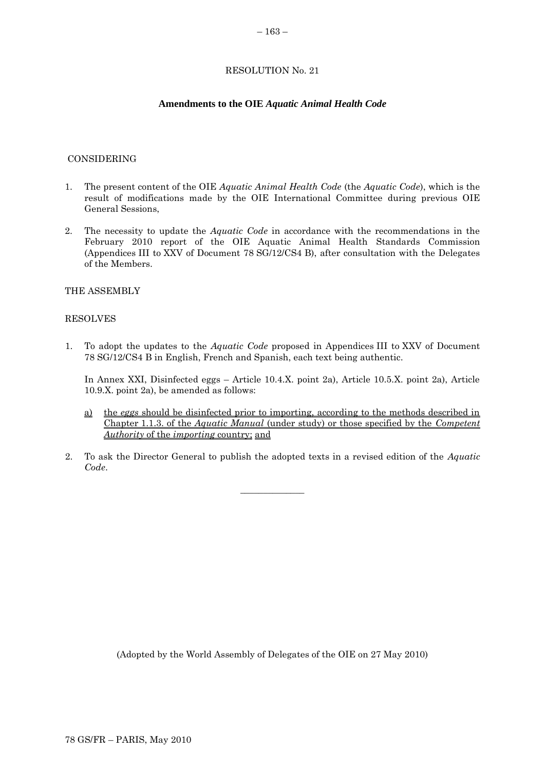# RESOLUTION No. 21

## Amendments to the OIE *Aquatic Animal Health Code*

CONSIDERING

1. The present content of the OIE *Aquatic Animal Health Code* (the *Aquatic Code*), which is the result of modifications made by the OIE International Committee during previous OIE General Sessions,

2. The necessity to update the *Aquatic Code* in accordance with the recommendations in the February 2010 report of the OIE Aquatic Animal Health Standards Commission (Appendices III to XXV of Document 78 SG/12/CS4 B), after consultation with the Delegates of the Members.

THE ASSEMBLY

RESOLVES

1. To adopt the updates to the *Aquatic Code* proposed in Appendices III to XXV of Document 78 SG/12/CS4 B in English, French and Spanish, each text being authentic.

   In Annex XXI, Disinfected eggs – Article 10.4.X. point 2a), Article 10.5.X. point 2a), Article 10.9.X. point 2a), be amended as follows:

   a) the *eggs* should be disinfected prior to importing, according to the methods described in Chapter 1.1.3. of the *Aquatic Manual* (under study) or those specified by the *Competent Authority* of the *importing* country; and

2. To ask the Director General to publish the adopted texts in a revised edition of the *Aquatic Code*.

---

(Adopted by the World Assembly of Delegates of the OIE on 27 May 2010)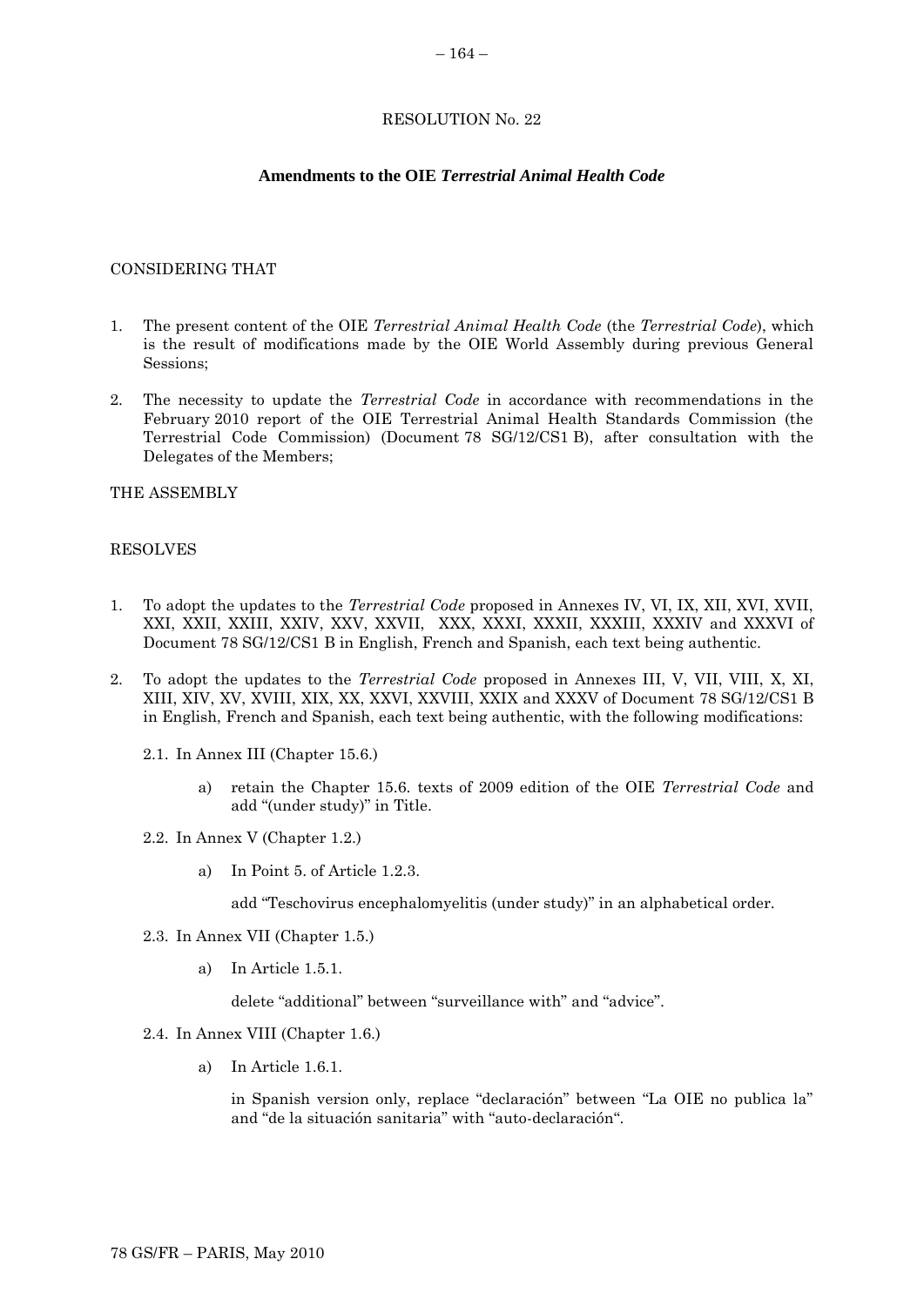RESOLUTION No. 22

## Amendments to the OIE *Terrestrial Animal Health Code*

CONSIDERING THAT

1. The present content of the OIE *Terrestrial Animal Health Code* (the *Terrestrial Code*), which is the result of modifications made by the OIE World Assembly during previous General Sessions;

2. The necessity to update the *Terrestrial Code* in accordance with recommendations in the February 2010 report of the OIE Terrestrial Animal Health Standards Commission (the Terrestrial Code Commission) (Document 78 SG/12/CS1 B), after consultation with the Delegates of the Members;

THE ASSEMBLY

RESOLVES

1. To adopt the updates to the *Terrestrial Code* proposed in Annexes IV, VI, IX, XII, XVI, XVII, XXI, XXII, XXIII, XXIV, XXV, XXVII, XXX, XXXI, XXXII, XXXIII, XXXIV and XXXVI of Document 78 SG/12/CS1 B in English, French and Spanish, each text being authentic.

2. To adopt the updates to the *Terrestrial Code* proposed in Annexes III, V, VII, VIII, X, XI, XIII, XIV, XV, XVIII, XIX, XX, XXVI, XXVIII, XXIX and XXXV of Document 78 SG/12/CS1 B in English, French and Spanish, each text being authentic, with the following modifications:

   2.1. In Annex III (Chapter 15.6.)

   a) retain the Chapter 15.6. texts of 2009 edition of the OIE *Terrestrial Code* and add "(under study)" in Title.

   2.2. In Annex V (Chapter 1.2.)

   a) In Point 5. of Article 1.2.3.

      add "Teschovirus encephalomyelitis (under study)" in an alphabetical order.

   2.3. In Annex VII (Chapter 1.5.)

   a) In Article 1.5.1.

      delete "additional" between "surveillance with" and "advice".

   2.4. In Annex VIII (Chapter 1.6.)

   a) In Article 1.6.1.

      in Spanish version only, replace "declaración" between "La OIE no publica la" and "de la situación sanitaria" with "auto-declaración".

78 GS/FR – PARIS, May 2010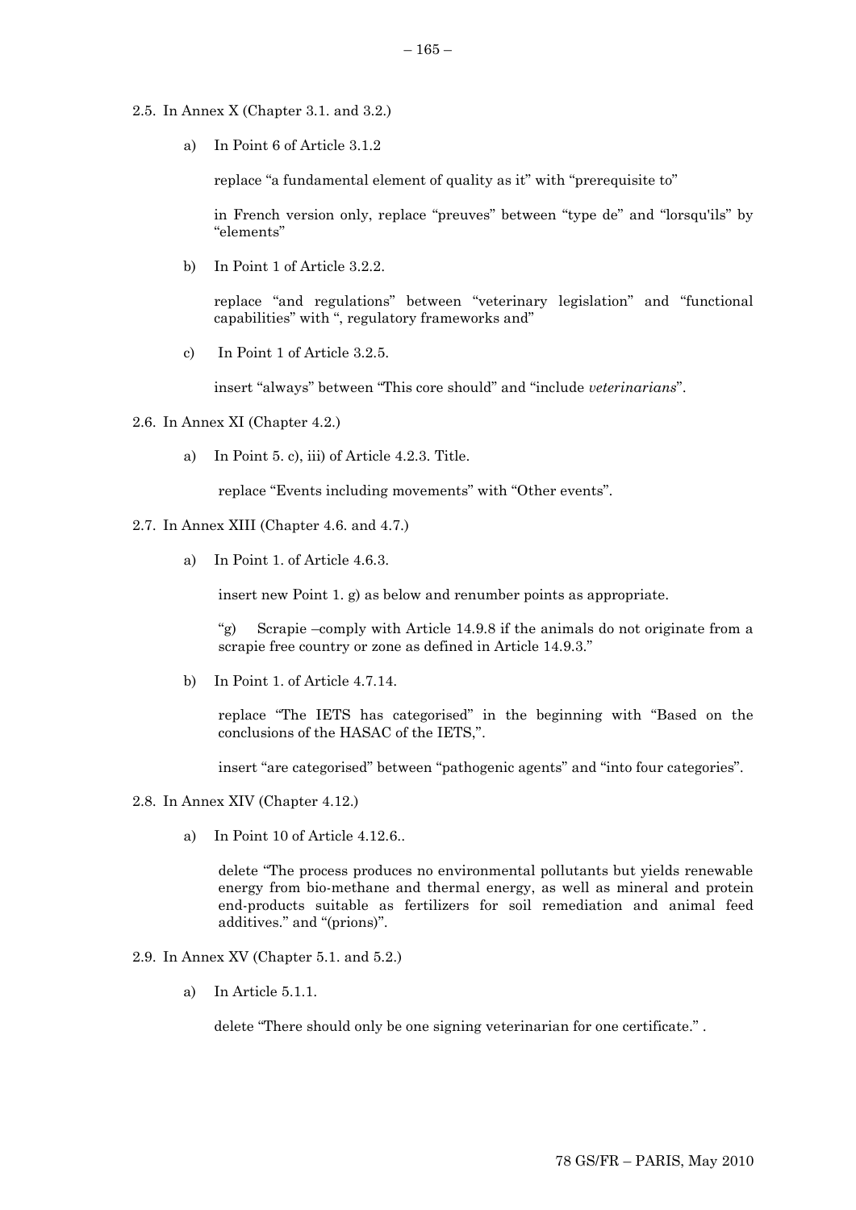2.5. In Annex X (Chapter 3.1. and 3.2.)

a) In Point 6 of Article 3.1.2

replace "a fundamental element of quality as it" with "prerequisite to"

in French version only, replace "preuves" between "type de" and "lorsqu'ils" by "elements"

b) In Point 1 of Article 3.2.2.

replace "and regulations" between "veterinary legislation" and "functional capabilities" with ", regulatory frameworks and"

c) In Point 1 of Article 3.2.5.

insert "always" between "This core should" and "include *veterinarians*".

2.6. In Annex XI (Chapter 4.2.)

a) In Point 5. c), iii) of Article 4.2.3. Title.

replace "Events including movements" with "Other events".

2.7. In Annex XIII (Chapter 4.6. and 4.7.)

a) In Point 1. of Article 4.6.3.

insert new Point 1. g) as below and renumber points as appropriate.

"g) Scrapie –comply with Article 14.9.8 if the animals do not originate from a scrapie free country or zone as defined in Article 14.9.3."

b) In Point 1. of Article 4.7.14.

replace "The IETS has categorised" in the beginning with "Based on the conclusions of the HASAC of the IETS,".

insert "are categorised" between "pathogenic agents" and "into four categories".

2.8. In Annex XIV (Chapter 4.12.)

a) In Point 10 of Article 4.12.6..

delete "The process produces no environmental pollutants but yields renewable energy from bio-methane and thermal energy, as well as mineral and protein end-products suitable as fertilizers for soil remediation and animal feed additives." and "(prions)".

2.9. In Annex XV (Chapter 5.1. and 5.2.)

a) In Article 5.1.1.

delete "There should only be one signing veterinarian for one certificate." .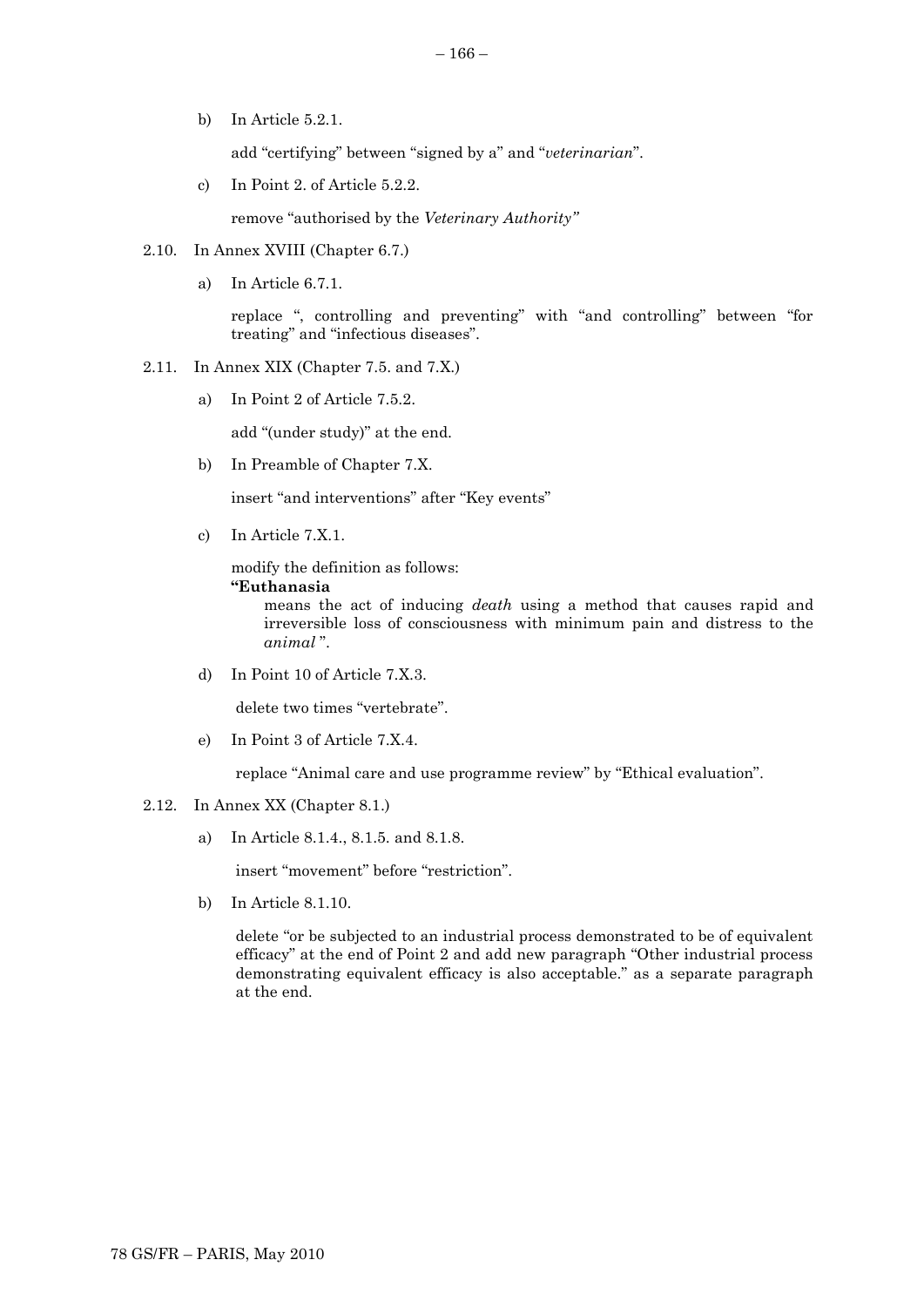b) In Article 5.2.1.

add "certifying" between "signed by a" and "*veterinarian*".

c) In Point 2. of Article 5.2.2.

remove "authorised by the *Veterinary Authority"*

2.10. In Annex XVIII (Chapter 6.7.)

a) In Article 6.7.1.

replace ", controlling and preventing" with "and controlling" between "for treating" and "infectious diseases".

2.11. In Annex XIX (Chapter 7.5. and 7.X.)

a) In Point 2 of Article 7.5.2.

add "(under study)" at the end.

b) In Preamble of Chapter 7.X.

insert "and interventions" after "Key events"

c) In Article 7.X.1.

modify the definition as follows:

**"Euthanasia**

means the act of inducing *death* using a method that causes rapid and irreversible loss of consciousness with minimum pain and distress to the *animal* ".

d) In Point 10 of Article 7.X.3.

delete two times "vertebrate".

e) In Point 3 of Article 7.X.4.

replace "Animal care and use programme review" by "Ethical evaluation".

2.12. In Annex XX (Chapter 8.1.)

a) In Article 8.1.4., 8.1.5. and 8.1.8.

insert "movement" before "restriction".

b) In Article 8.1.10.

delete "or be subjected to an industrial process demonstrated to be of equivalent efficacy" at the end of Point 2 and add new paragraph "Other industrial process demonstrating equivalent efficacy is also acceptable." as a separate paragraph at the end.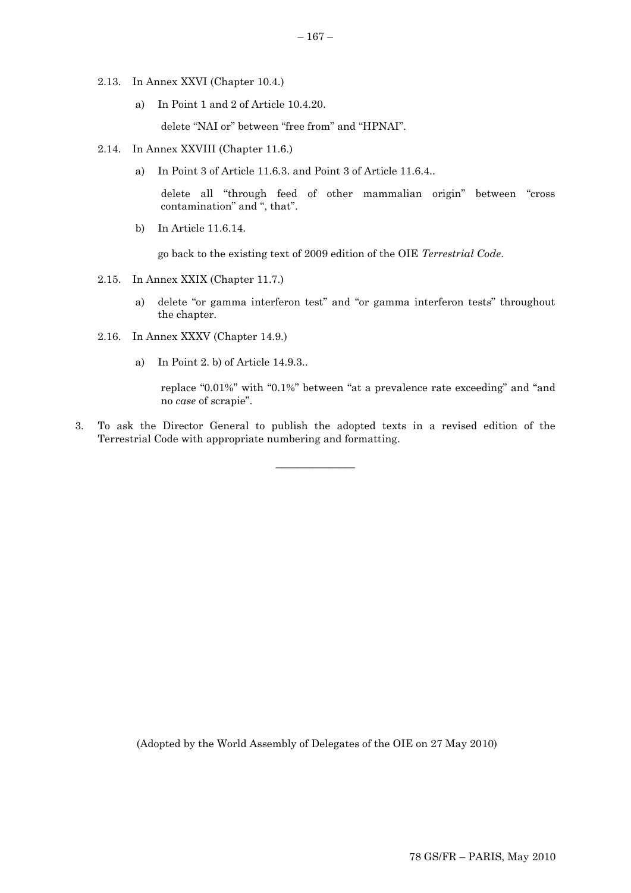2.13. In Annex XXVI (Chapter 10.4.)

   a) In Point 1 and 2 of Article 10.4.20.

      delete "NAI or" between "free from" and "HPNAI".

2.14. In Annex XXVIII (Chapter 11.6.)

   a) In Point 3 of Article 11.6.3. and Point 3 of Article 11.6.4..

      delete all "through feed of other mammalian origin" between "cross contamination" and ", that".

   b) In Article 11.6.14.

      go back to the existing text of 2009 edition of the OIE *Terrestrial Code*.

2.15. In Annex XXIX (Chapter 11.7.)

   a) delete "or gamma interferon test" and "or gamma interferon tests" throughout the chapter.

2.16. In Annex XXXV (Chapter 14.9.)

   a) In Point 2. b) of Article 14.9.3..

      replace "0.01%" with "0.1%" between "at a prevalence rate exceeding" and "and no *case* of scrapie".

3. To ask the Director General to publish the adopted texts in a revised edition of the Terrestrial Code with appropriate numbering and formatting.

---

(Adopted by the World Assembly of Delegates of the OIE on 27 May 2010)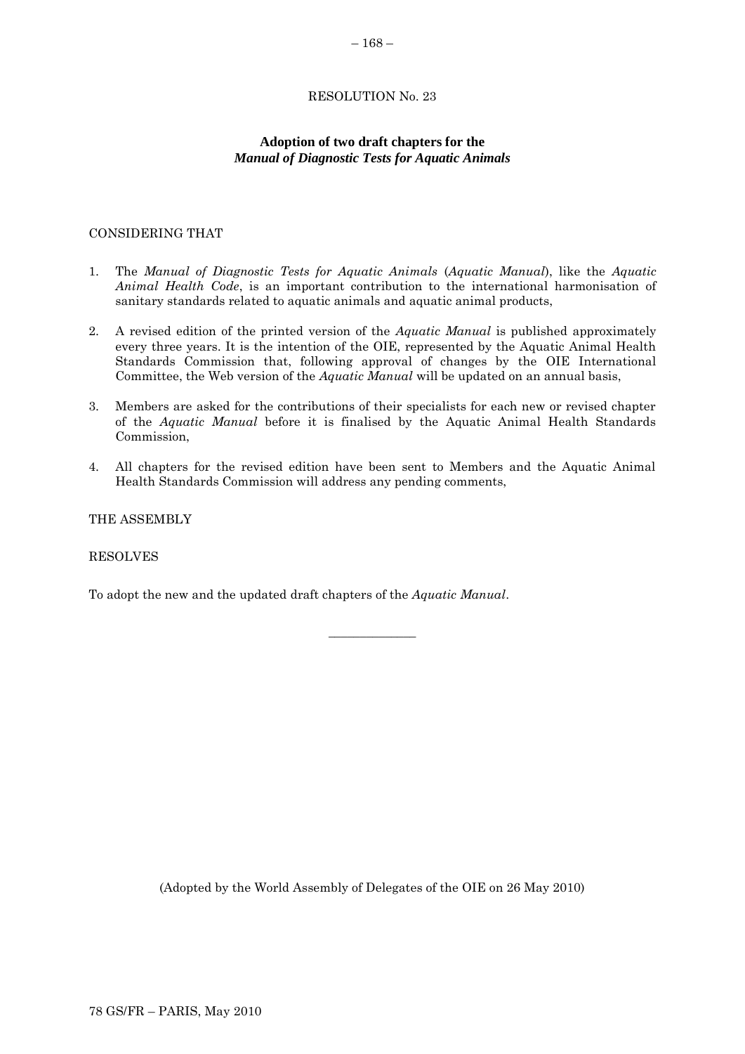RESOLUTION No. 23

**Adoption of two draft chapters for the *Manual of Diagnostic Tests for Aquatic Animals***

CONSIDERING THAT

1. The *Manual of Diagnostic Tests for Aquatic Animals* (*Aquatic Manual*), like the *Aquatic Animal Health Code*, is an important contribution to the international harmonisation of sanitary standards related to aquatic animals and aquatic animal products,

2. A revised edition of the printed version of the *Aquatic Manual* is published approximately every three years. It is the intention of the OIE, represented by the Aquatic Animal Health Standards Commission that, following approval of changes by the OIE International Committee, the Web version of the *Aquatic Manual* will be updated on an annual basis,

3. Members are asked for the contributions of their specialists for each new or revised chapter of the *Aquatic Manual* before it is finalised by the Aquatic Animal Health Standards Commission,

4. All chapters for the revised edition have been sent to Members and the Aquatic Animal Health Standards Commission will address any pending comments,

THE ASSEMBLY

RESOLVES

To adopt the new and the updated draft chapters of the *Aquatic Manual*.

---

(Adopted by the World Assembly of Delegates of the OIE on 26 May 2010)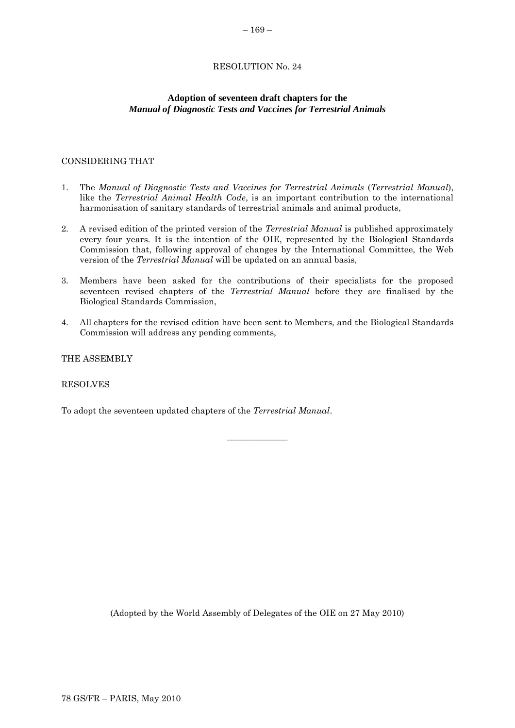# RESOLUTION No. 24

## Adoption of seventeen draft chapters for the *Manual of Diagnostic Tests and Vaccines for Terrestrial Animals*

CONSIDERING THAT

1. The *Manual of Diagnostic Tests and Vaccines for Terrestrial Animals* (*Terrestrial Manual*), like the *Terrestrial Animal Health Code*, is an important contribution to the international harmonisation of sanitary standards of terrestrial animals and animal products,

2. A revised edition of the printed version of the *Terrestrial Manual* is published approximately every four years. It is the intention of the OIE, represented by the Biological Standards Commission that, following approval of changes by the International Committee, the Web version of the *Terrestrial Manual* will be updated on an annual basis,

3. Members have been asked for the contributions of their specialists for the proposed seventeen revised chapters of the *Terrestrial Manual* before they are finalised by the Biological Standards Commission,

4. All chapters for the revised edition have been sent to Members, and the Biological Standards Commission will address any pending comments,

THE ASSEMBLY

RESOLVES

To adopt the seventeen updated chapters of the *Terrestrial Manual*.

---

(Adopted by the World Assembly of Delegates of the OIE on 27 May 2010)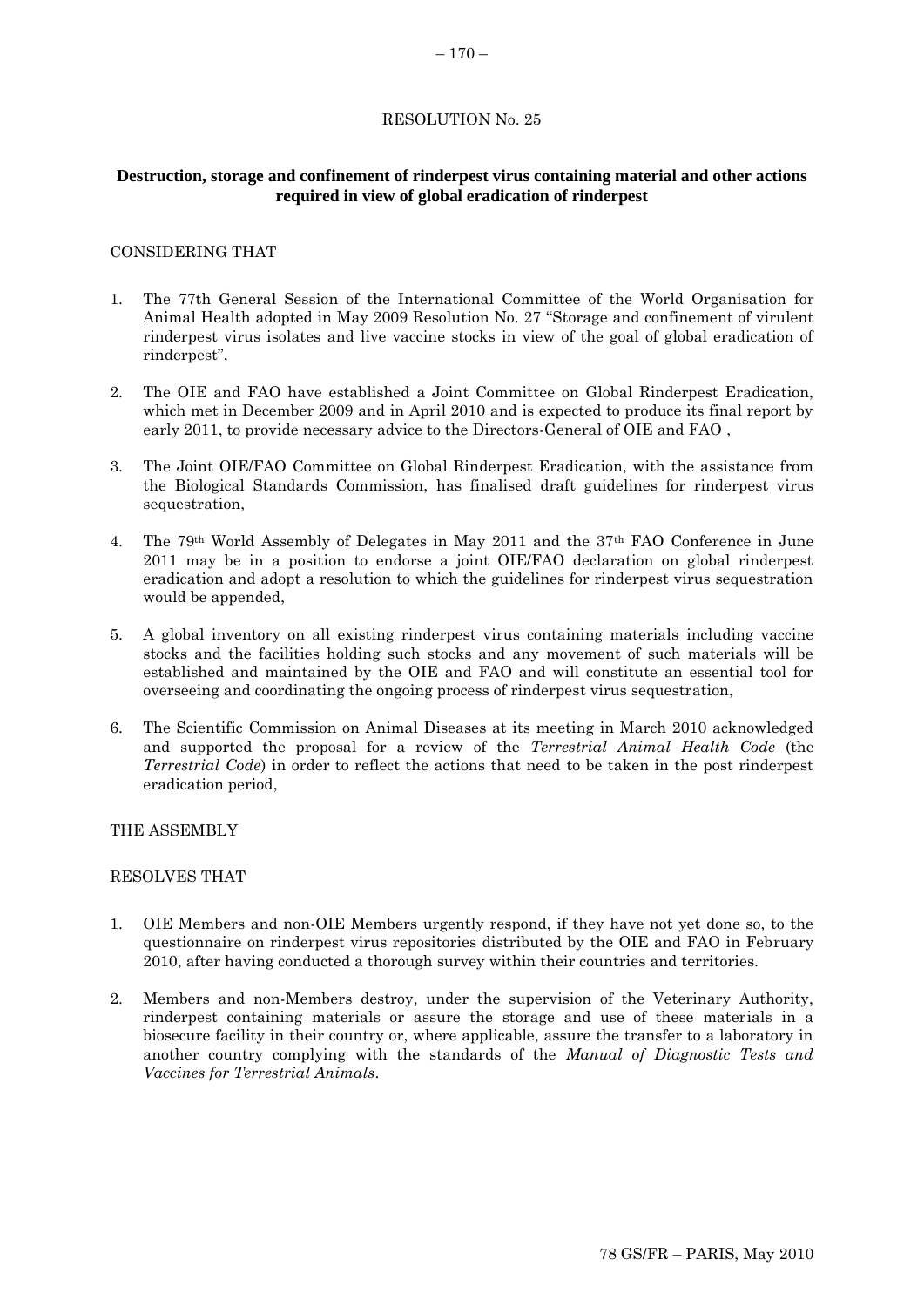RESOLUTION No. 25

**Destruction, storage and confinement of rinderpest virus containing material and other actions required in view of global eradication of rinderpest**

CONSIDERING THAT

1. The 77th General Session of the International Committee of the World Organisation for Animal Health adopted in May 2009 Resolution No. 27 "Storage and confinement of virulent rinderpest virus isolates and live vaccine stocks in view of the goal of global eradication of rinderpest",

2. The OIE and FAO have established a Joint Committee on Global Rinderpest Eradication, which met in December 2009 and in April 2010 and is expected to produce its final report by early 2011, to provide necessary advice to the Directors-General of OIE and FAO ,

3. The Joint OIE/FAO Committee on Global Rinderpest Eradication, with the assistance from the Biological Standards Commission, has finalised draft guidelines for rinderpest virus sequestration,

4. The 79th World Assembly of Delegates in May 2011 and the 37th FAO Conference in June 2011 may be in a position to endorse a joint OIE/FAO declaration on global rinderpest eradication and adopt a resolution to which the guidelines for rinderpest virus sequestration would be appended,

5. A global inventory on all existing rinderpest virus containing materials including vaccine stocks and the facilities holding such stocks and any movement of such materials will be established and maintained by the OIE and FAO and will constitute an essential tool for overseeing and coordinating the ongoing process of rinderpest virus sequestration,

6. The Scientific Commission on Animal Diseases at its meeting in March 2010 acknowledged and supported the proposal for a review of the *Terrestrial Animal Health Code* (the *Terrestrial Code*) in order to reflect the actions that need to be taken in the post rinderpest eradication period,

THE ASSEMBLY

RESOLVES THAT

1. OIE Members and non-OIE Members urgently respond, if they have not yet done so, to the questionnaire on rinderpest virus repositories distributed by the OIE and FAO in February 2010, after having conducted a thorough survey within their countries and territories.

2. Members and non-Members destroy, under the supervision of the Veterinary Authority, rinderpest containing materials or assure the storage and use of these materials in a biosecure facility in their country or, where applicable, assure the transfer to a laboratory in another country complying with the standards of the *Manual of Diagnostic Tests and Vaccines for Terrestrial Animals*.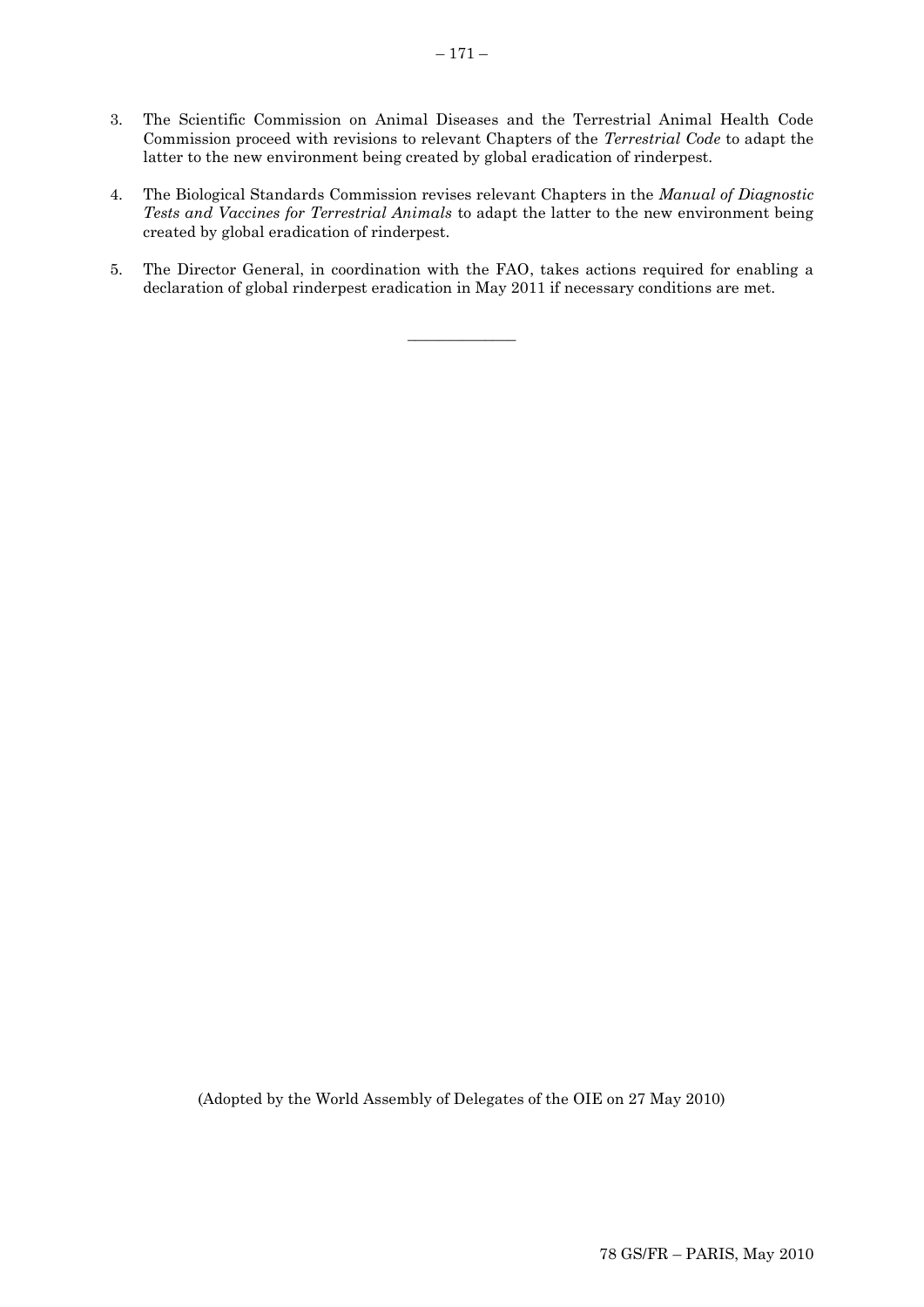3. The Scientific Commission on Animal Diseases and the Terrestrial Animal Health Code Commission proceed with revisions to relevant Chapters of the *Terrestrial Code* to adapt the latter to the new environment being created by global eradication of rinderpest.

4. The Biological Standards Commission revises relevant Chapters in the *Manual of Diagnostic Tests and Vaccines for Terrestrial Animals* to adapt the latter to the new environment being created by global eradication of rinderpest.

5. The Director General, in coordination with the FAO, takes actions required for enabling a declaration of global rinderpest eradication in May 2011 if necessary conditions are met.

_______________

(Adopted by the World Assembly of Delegates of the OIE on 27 May 2010)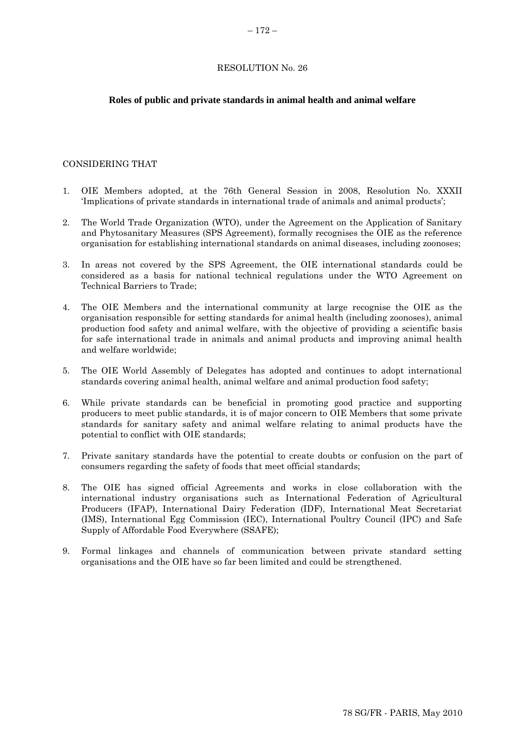RESOLUTION No. 26

**Roles of public and private standards in animal health and animal welfare**

CONSIDERING THAT

1. OIE Members adopted, at the 76th General Session in 2008, Resolution No. XXXII 'Implications of private standards in international trade of animals and animal products';

2. The World Trade Organization (WTO), under the Agreement on the Application of Sanitary and Phytosanitary Measures (SPS Agreement), formally recognises the OIE as the reference organisation for establishing international standards on animal diseases, including zoonoses;

3. In areas not covered by the SPS Agreement, the OIE international standards could be considered as a basis for national technical regulations under the WTO Agreement on Technical Barriers to Trade;

4. The OIE Members and the international community at large recognise the OIE as the organisation responsible for setting standards for animal health (including zoonoses), animal production food safety and animal welfare, with the objective of providing a scientific basis for safe international trade in animals and animal products and improving animal health and welfare worldwide;

5. The OIE World Assembly of Delegates has adopted and continues to adopt international standards covering animal health, animal welfare and animal production food safety;

6. While private standards can be beneficial in promoting good practice and supporting producers to meet public standards, it is of major concern to OIE Members that some private standards for sanitary safety and animal welfare relating to animal products have the potential to conflict with OIE standards;

7. Private sanitary standards have the potential to create doubts or confusion on the part of consumers regarding the safety of foods that meet official standards;

8. The OIE has signed official Agreements and works in close collaboration with the international industry organisations such as International Federation of Agricultural Producers (IFAP), International Dairy Federation (IDF), International Meat Secretariat (IMS), International Egg Commission (IEC), International Poultry Council (IPC) and Safe Supply of Affordable Food Everywhere (SSAFE);

9. Formal linkages and channels of communication between private standard setting organisations and the OIE have so far been limited and could be strengthened.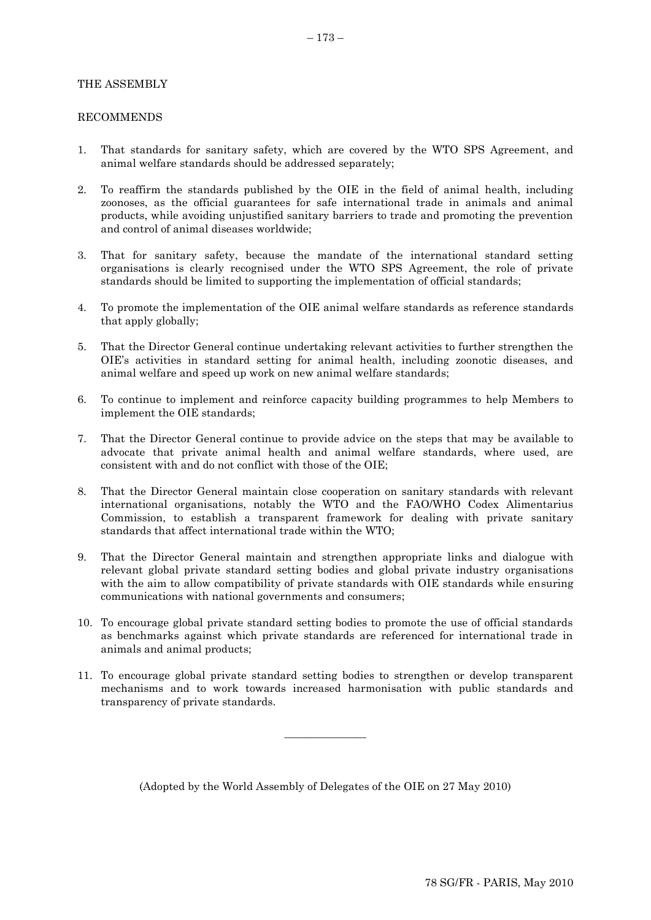THE ASSEMBLY

RECOMMENDS

1. That standards for sanitary safety, which are covered by the WTO SPS Agreement, and animal welfare standards should be addressed separately;

2. To reaffirm the standards published by the OIE in the field of animal health, including zoonoses, as the official guarantees for safe international trade in animals and animal products, while avoiding unjustified sanitary barriers to trade and promoting the prevention and control of animal diseases worldwide;

3. That for sanitary safety, because the mandate of the international standard setting organisations is clearly recognised under the WTO SPS Agreement, the role of private standards should be limited to supporting the implementation of official standards;

4. To promote the implementation of the OIE animal welfare standards as reference standards that apply globally;

5. That the Director General continue undertaking relevant activities to further strengthen the OIE's activities in standard setting for animal health, including zoonotic diseases, and animal welfare and speed up work on new animal welfare standards;

6. To continue to implement and reinforce capacity building programmes to help Members to implement the OIE standards;

7. That the Director General continue to provide advice on the steps that may be available to advocate that private animal health and animal welfare standards, where used, are consistent with and do not conflict with those of the OIE;

8. That the Director General maintain close cooperation on sanitary standards with relevant international organisations, notably the WTO and the FAO/WHO Codex Alimentarius Commission, to establish a transparent framework for dealing with private sanitary standards that affect international trade within the WTO;

9. That the Director General maintain and strengthen appropriate links and dialogue with relevant global private standard setting bodies and global private industry organisations with the aim to allow compatibility of private standards with OIE standards while ensuring communications with national governments and consumers;

10. To encourage global private standard setting bodies to promote the use of official standards as benchmarks against which private standards are referenced for international trade in animals and animal products;

11. To encourage global private standard setting bodies to strengthen or develop transparent mechanisms and to work towards increased harmonisation with public standards and transparency of private standards.

---

(Adopted by the World Assembly of Delegates of the OIE on 27 May 2010)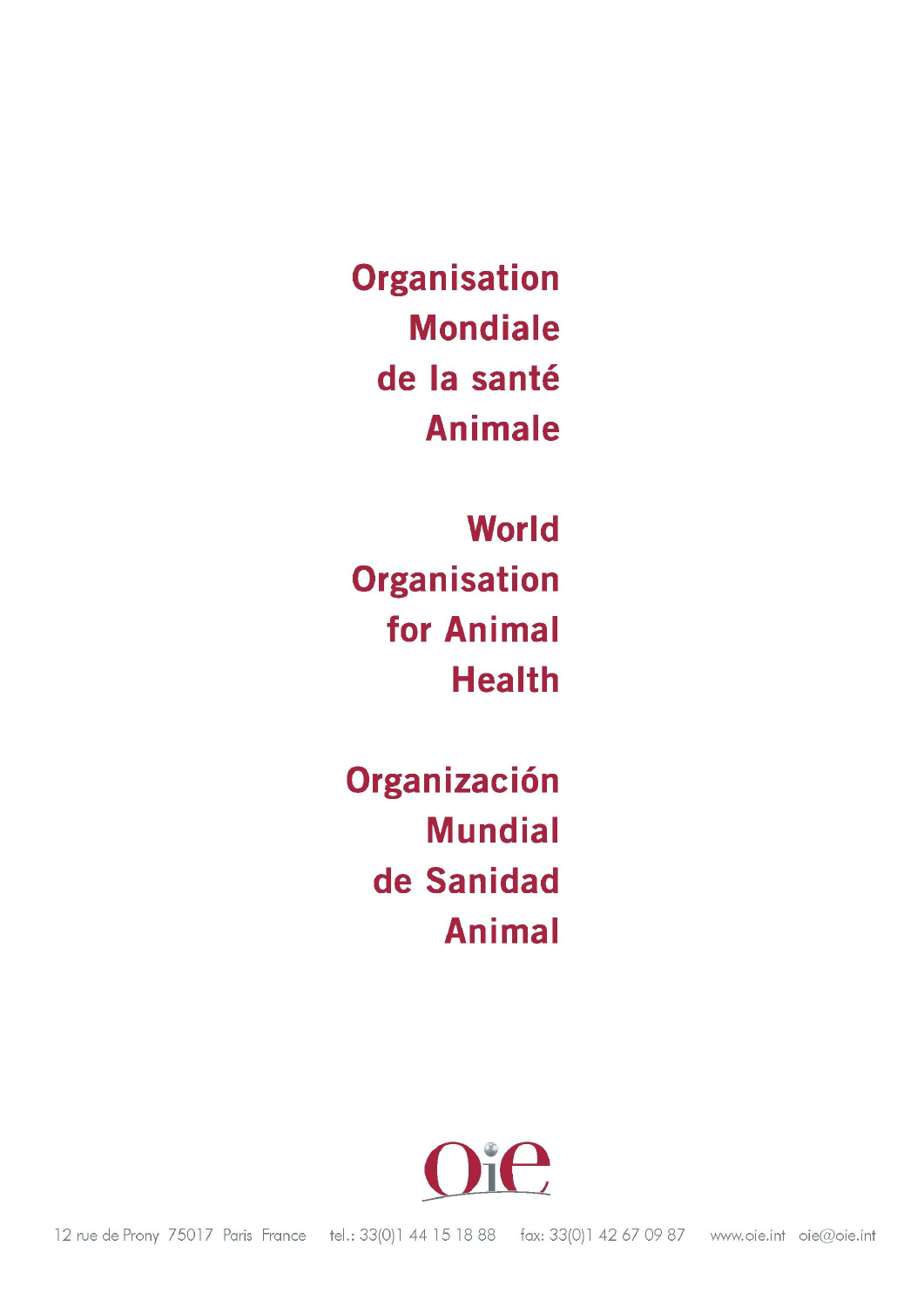**Organisation Mondiale de la santé Animale**

**World Organisation for Animal Health**

**Organización Mundial de Sanidad Animal**

12 rue de Prony 75017 Paris France tel.: 33(0)1 44 15 18 88 fax: 33(0)1 42 67 09 87 www.oie.int oie@oie.int